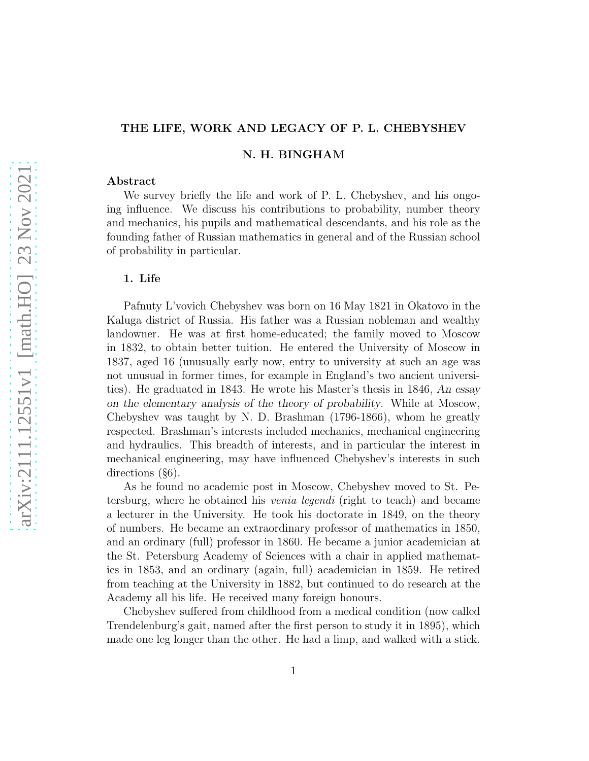# THE LIFE, WORK AND LEGACY OF P. L. CHEBYSHEV

**N. H. BINGHAM**

### Abstract

We survey briefly the life and work of P. L. Chebyshev, and his ongoing influence. We discuss his contributions to probability, number theory and mechanics, his pupils and mathematical descendants, and his role as the founding father of Russian mathematics in general and of the Russian school of probability in particular.

## 1. Life

Pafnuty L'vovich Chebyshev was born on 16 May 1821 in Okatovo in the Kaluga district of Russia. His father was a Russian nobleman and wealthy landowner. He was at first home-educated; the family moved to Moscow in 1832, to obtain better tuition. He entered the University of Moscow in 1837, aged 16 (unusually early now, entry to university at such an age was not unusual in former times, for example in England's two ancient universities). He graduated in 1843. He wrote his Master's thesis in 1846, *An essay on the elementary analysis of the theory of probability*. While at Moscow, Chebyshev was taught by N. D. Brashman (1796-1866), whom he greatly respected. Brashman's interests included mechanics, mechanical engineering and hydraulics. This breadth of interests, and in particular the interest in mechanical engineering, may have influenced Chebyshev's interests in such directions (§6).

As he found no academic post in Moscow, Chebyshev moved to St. Petersburg, where he obtained his *venia legendi* (right to teach) and became a lecturer in the University. He took his doctorate in 1849, on the theory of numbers. He became an extraordinary professor of mathematics in 1850, and an ordinary (full) professor in 1860. He became a junior academician at the St. Petersburg Academy of Sciences with a chair in applied mathematics in 1853, and an ordinary (again, full) academician in 1859. He retired from teaching at the University in 1882, but continued to do research at the Academy all his life. He received many foreign honours.

Chebyshev suffered from childhood from a medical condition (now called Trendelenburg's gait, named after the first person to study it in 1895), which made one leg longer than the other. He had a limp, and walked with a stick.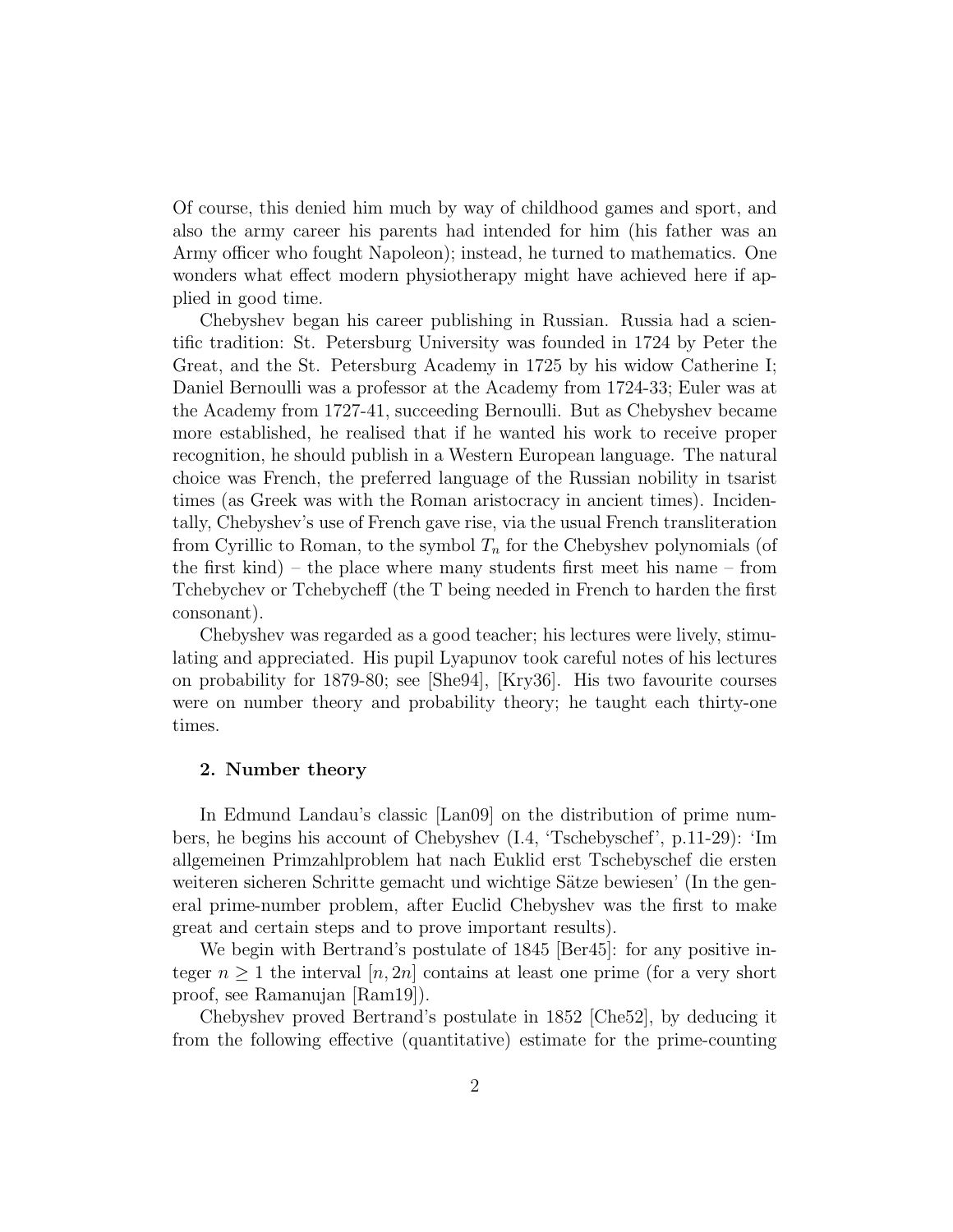Of course, this denied him much by way of childhood games and sport, and also the army career his parents had intended for him (his father was an Army officer who fought Napoleon); instead, he turned to mathematics. One wonders what effect modern physiotherapy might have achieved here if applied in good time.

Chebyshev began his career publishing in Russian. Russia had a scientific tradition: St. Petersburg University was founded in 1724 by Peter the Great, and the St. Petersburg Academy in 1725 by his widow Catherine I; Daniel Bernoulli was a professor at the Academy from 1724-33; Euler was at the Academy from 1727-41, succeeding Bernoulli. But as Chebyshev became more established, he realised that if he wanted his work to receive proper recognition, he should publish in a Western European language. The natural choice was French, the preferred language of the Russian nobility in tsarist times (as Greek was with the Roman aristocracy in ancient times). Incidentally, Chebyshev's use of French gave rise, via the usual French transliteration from Cyrillic to Roman, to the symbol $T_n$ for the Chebyshev polynomials (of the first kind) – the place where many students first meet his name – from Tchebychev or Tchebycheff (the T being needed in French to harden the first consonant).

Chebyshev was regarded as a good teacher; his lectures were lively, stimulating and appreciated. His pupil Lyapunov took careful notes of his lectures on probability for 1879-80; see [She94], [Kry36]. His two favourite courses were on number theory and probability theory; he taught each thirty-one times.

## 2. Number theory

In Edmund Landau's classic [Lan09] on the distribution of prime numbers, he begins his account of Chebyshev (I.4, 'Tschebyschef', p.11-29): 'Im allgemeinen Primzahlproblem hat nach Euklid erst Tschebyschef die ersten weiteren sicheren Schritte gemacht und wichtige Sätze bewiesen' (In the general prime-number problem, after Euclid Chebyshev was the first to make great and certain steps and to prove important results).

We begin with Bertrand's postulate of 1845 [Ber45]: for any positive integer $n \geq 1$ the interval $[n, 2n]$ contains at least one prime (for a very short proof, see Ramanujan [Ram19]).

Chebyshev proved Bertrand's postulate in 1852 [Che52], by deducing it from the following effective (quantitative) estimate for the prime-counting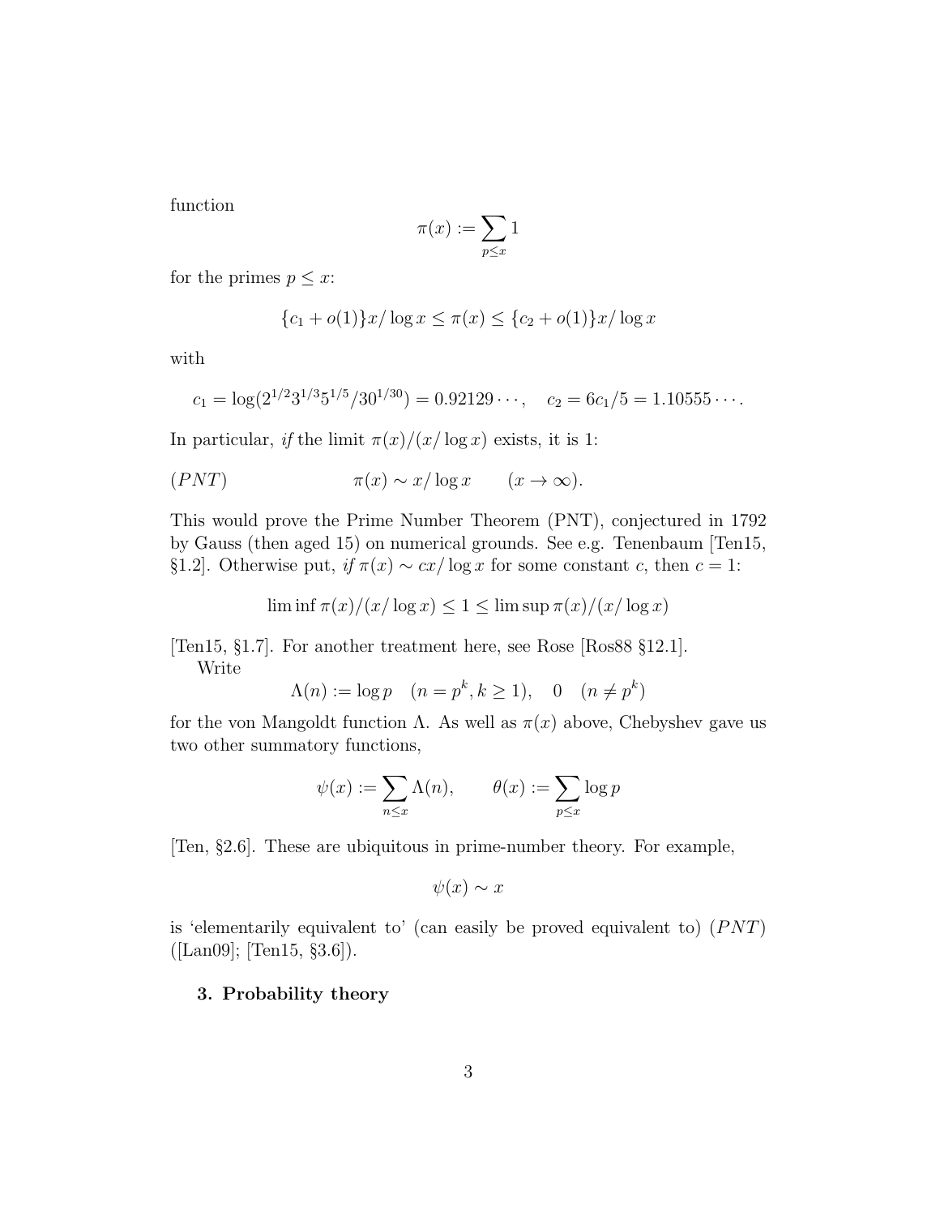function

$$\pi(x) := \sum_{p \le x} 1$$

for the primes $p \le x$:

$$\{c_1 + o(1)\} x/\log x \le \pi(x) \le \{c_2 + o(1)\} x/\log x$$

with

$$c_1 = \log(2^{1/2} 3^{1/3} 5^{1/5} / 30^{1/30}) = 0.92129\cdots, \quad c_2 = 6c_1/5 = 1.10555\cdots.$$

In particular, *if* the limit $\pi(x)/(x/\log x)$ exists, it is 1:

$$(PNT) \qquad \pi(x) \sim x/\log x \qquad (x \to \infty).$$

This would prove the Prime Number Theorem (PNT), conjectured in 1792 by Gauss (then aged 15) on numerical grounds. See e.g. Tenenbaum [Ten15, §1.2]. Otherwise put, *if* $\pi(x) \sim cx/\log x$ for some constant $c$, then $c = 1$:

$$\liminf \pi(x)/(x/\log x) \le 1 \le \limsup \pi(x)/(x/\log x)$$

[Ten15, §1.7]. For another treatment here, see Rose [Ros88 §12.1].

Write

$$\Lambda(n) := \log p \quad (n = p^k, k \ge 1), \quad 0 \quad (n \ne p^k)$$

for the von Mangoldt function $\Lambda$. As well as $\pi(x)$ above, Chebyshev gave us two other summatory functions,

$$\psi(x) := \sum_{n \le x} \Lambda(n), \qquad \theta(x) := \sum_{p \le x} \log p$$

[Ten, §2.6]. These are ubiquitous in prime-number theory. For example,

$$\psi(x) \sim x$$

is 'elementarily equivalent to' (can easily be proved equivalent to) $(PNT)$ ([Lan09]; [Ten15, §3.6]).

## 3. Probability theory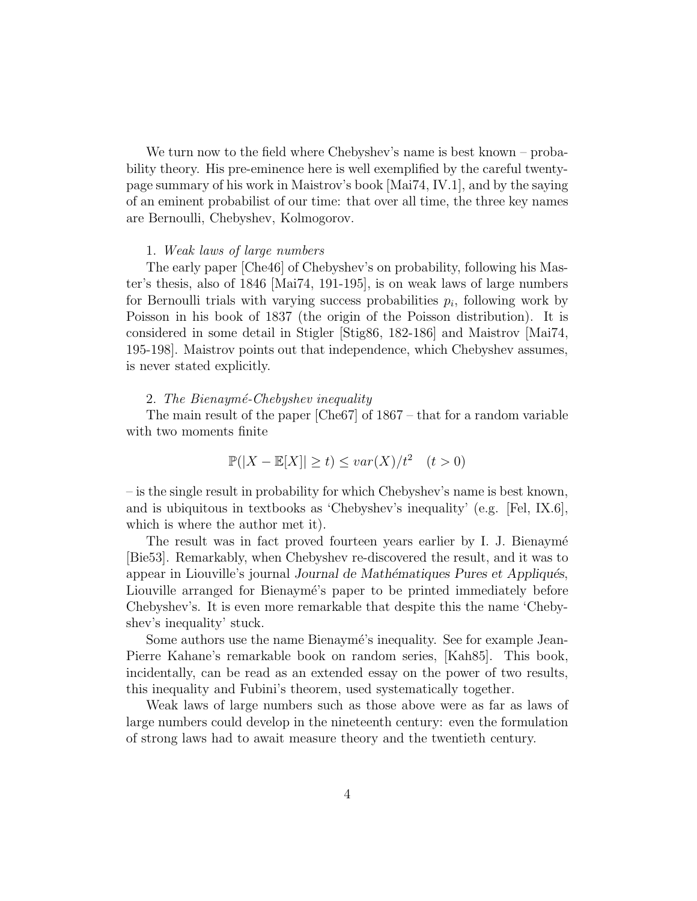We turn now to the field where Chebyshev's name is best known – probability theory. His pre-eminence here is well exemplified by the careful twenty-page summary of his work in Maistrov's book [Mai74, IV.1], and by the saying of an eminent probabilist of our time: that over all time, the three key names are Bernoulli, Chebyshev, Kolmogorov.

1. *Weak laws of large numbers*

The early paper [Che46] of Chebyshev's on probability, following his Master's thesis, also of 1846 [Mai74, 191-195], is on weak laws of large numbers for Bernoulli trials with varying success probabilities $p_i$, following work by Poisson in his book of 1837 (the origin of the Poisson distribution). It is considered in some detail in Stigler [Stig86, 182-186] and Maistrov [Mai74, 195-198]. Maistrov points out that independence, which Chebyshev assumes, is never stated explicitly.

2. *The Bienaymé-Chebyshev inequality*

The main result of the paper [Che67] of 1867 – that for a random variable with two moments finite

$$\mathbb{P}(|X - \mathbb{E}[X]| \geq t) \leq var(X)/t^2 \quad (t > 0)$$

– is the single result in probability for which Chebyshev's name is best known, and is ubiquitous in textbooks as 'Chebyshev's inequality' (e.g. [Fel, IX.6], which is where the author met it).

The result was in fact proved fourteen years earlier by I. J. Bienaymé [Bie53]. Remarkably, when Chebyshev re-discovered the result, and it was to appear in Liouville's journal *Journal de Mathématiques Pures et Appliqués*, Liouville arranged for Bienaymé's paper to be printed immediately before Chebyshev's. It is even more remarkable that despite this the name 'Chebyshev's inequality' stuck.

Some authors use the name Bienaymé's inequality. See for example Jean-Pierre Kahane's remarkable book on random series, [Kah85]. This book, incidentally, can be read as an extended essay on the power of two results, this inequality and Fubini's theorem, used systematically together.

Weak laws of large numbers such as those above were as far as laws of large numbers could develop in the nineteenth century: even the formulation of strong laws had to await measure theory and the twentieth century.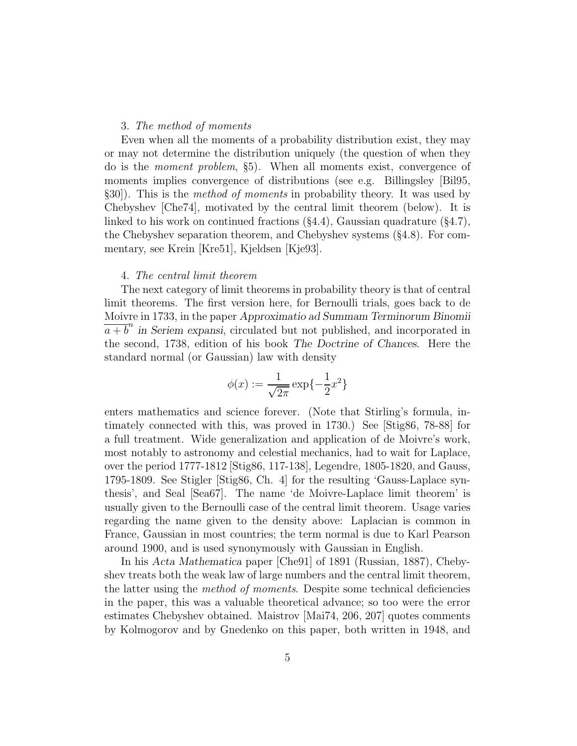3. *The method of moments*

Even when all the moments of a probability distribution exist, they may or may not determine the distribution uniquely (the question of when they do is the *moment problem*, §5). When all moments exist, convergence of moments implies convergence of distributions (see e.g. Billingsley [Bil95, §30]). This is the *method of moments* in probability theory. It was used by Chebyshev [Che74], motivated by the central limit theorem (below). It is linked to his work on continued fractions (§4.4), Gaussian quadrature (§4.7), the Chebyshev separation theorem, and Chebyshev systems (§4.8). For commentary, see Krein [Kre51], Kjeldsen [Kje93].

4. *The central limit theorem*

The next category of limit theorems in probability theory is that of central limit theorems. The first version here, for Bernoulli trials, goes back to de Moivre in 1733, in the paper *Approximatio ad Summam Terminorum Binomii* $\overline{a+b}^n$ *in Seriem expansi*, circulated but not published, and incorporated in the second, 1738, edition of his book *The Doctrine of Chances*. Here the standard normal (or Gaussian) law with density

$$\phi(x) := \frac{1}{\sqrt{2\pi}} \exp\{-\frac{1}{2}x^2\}$$

enters mathematics and science forever. (Note that Stirling's formula, intimately connected with this, was proved in 1730.) See [Stig86, 78-88] for a full treatment. Wide generalization and application of de Moivre's work, most notably to astronomy and celestial mechanics, had to wait for Laplace, over the period 1777-1812 [Stig86, 117-138], Legendre, 1805-1820, and Gauss, 1795-1809. See Stigler [Stig86, Ch. 4] for the resulting 'Gauss-Laplace synthesis', and Seal [Sea67]. The name 'de Moivre-Laplace limit theorem' is usually given to the Bernoulli case of the central limit theorem. Usage varies regarding the name given to the density above: Laplacian is common in France, Gaussian in most countries; the term normal is due to Karl Pearson around 1900, and is used synonymously with Gaussian in English.

In his *Acta Mathematica* paper [Che91] of 1891 (Russian, 1887), Chebyshev treats both the weak law of large numbers and the central limit theorem, the latter using the *method of moments*. Despite some technical deficiencies in the paper, this was a valuable theoretical advance; so too were the error estimates Chebyshev obtained. Maistrov [Mai74, 206, 207] quotes comments by Kolmogorov and by Gnedenko on this paper, both written in 1948, and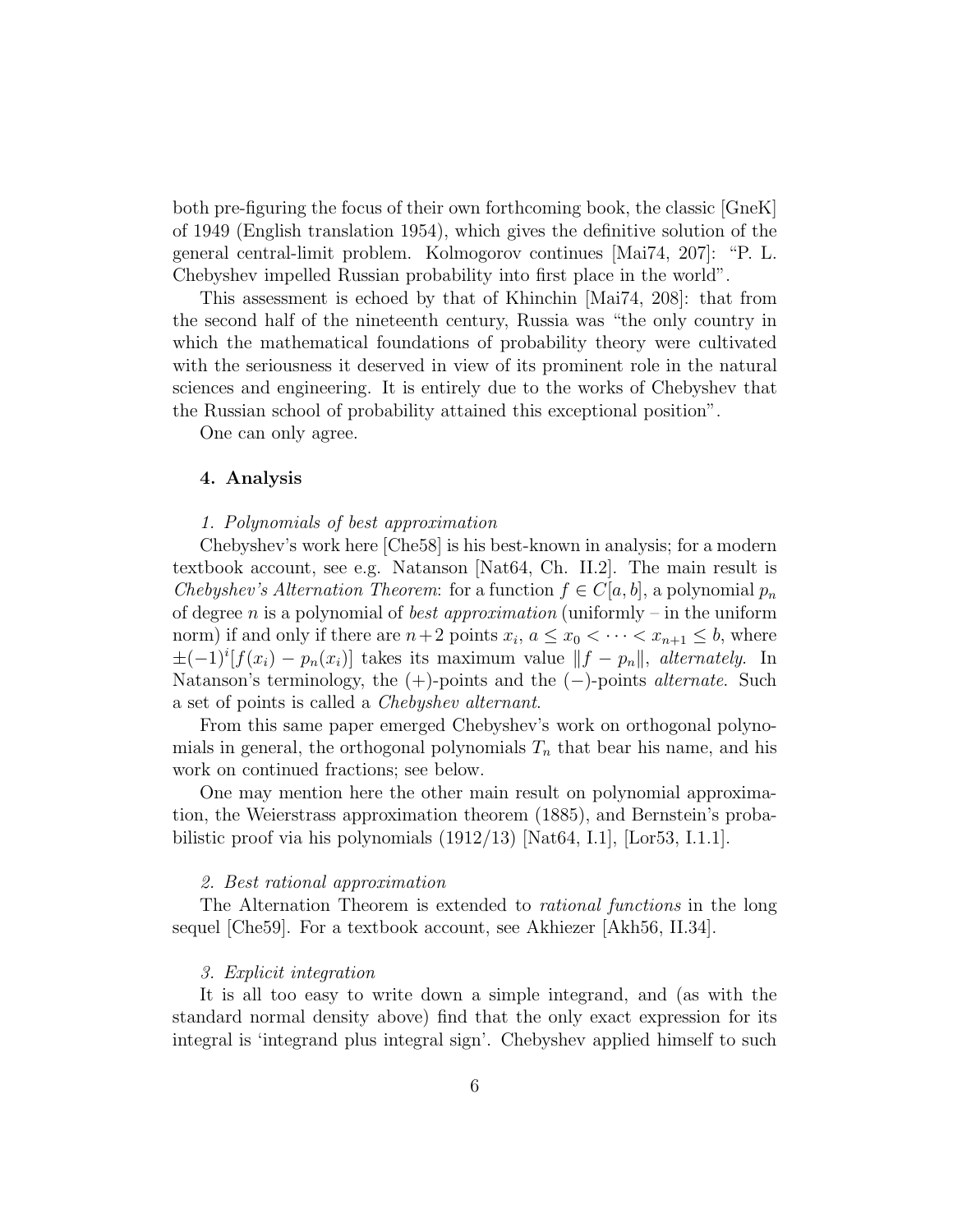both pre-figuring the focus of their own forthcoming book, the classic [GneK] of 1949 (English translation 1954), which gives the definitive solution of the general central-limit problem. Kolmogorov continues [Mai74, 207]: "P. L. Chebyshev impelled Russian probability into first place in the world".

This assessment is echoed by that of Khinchin [Mai74, 208]: that from the second half of the nineteenth century, Russia was "the only country in which the mathematical foundations of probability theory were cultivated with the seriousness it deserved in view of its prominent role in the natural sciences and engineering. It is entirely due to the works of Chebyshev that the Russian school of probability attained this exceptional position".

One can only agree.

## 4. Analysis

*1. Polynomials of best approximation*

Chebyshev's work here [Che58] is his best-known in analysis; for a modern textbook account, see e.g. Natanson [Nat64, Ch. II.2]. The main result is *Chebyshev's Alternation Theorem*: for a function $f \in C[a, b]$, a polynomial $p_n$ of degree $n$ is a polynomial of *best approximation* (uniformly – in the uniform norm) if and only if there are $n+2$ points $x_i$, $a \leq x_0 < \cdots < x_{n+1} \leq b$, where $\pm(-1)^i[f(x_i) - p_n(x_i)]$ takes its maximum value $\|f - p_n\|$, *alternately*. In Natanson's terminology, the $(+)$-points and the $(-)$-points *alternate*. Such a set of points is called a *Chebyshev alternant*.

From this same paper emerged Chebyshev's work on orthogonal polynomials in general, the orthogonal polynomials $T_n$ that bear his name, and his work on continued fractions; see below.

One may mention here the other main result on polynomial approximation, the Weierstrass approximation theorem (1885), and Bernstein's probabilistic proof via his polynomials (1912/13) [Nat64, I.1], [Lor53, I.1.1].

*2. Best rational approximation*

The Alternation Theorem is extended to *rational functions* in the long sequel [Che59]. For a textbook account, see Akhiezer [Akh56, II.34].

*3. Explicit integration*

It is all too easy to write down a simple integrand, and (as with the standard normal density above) find that the only exact expression for its integral is 'integrand plus integral sign'. Chebyshev applied himself to such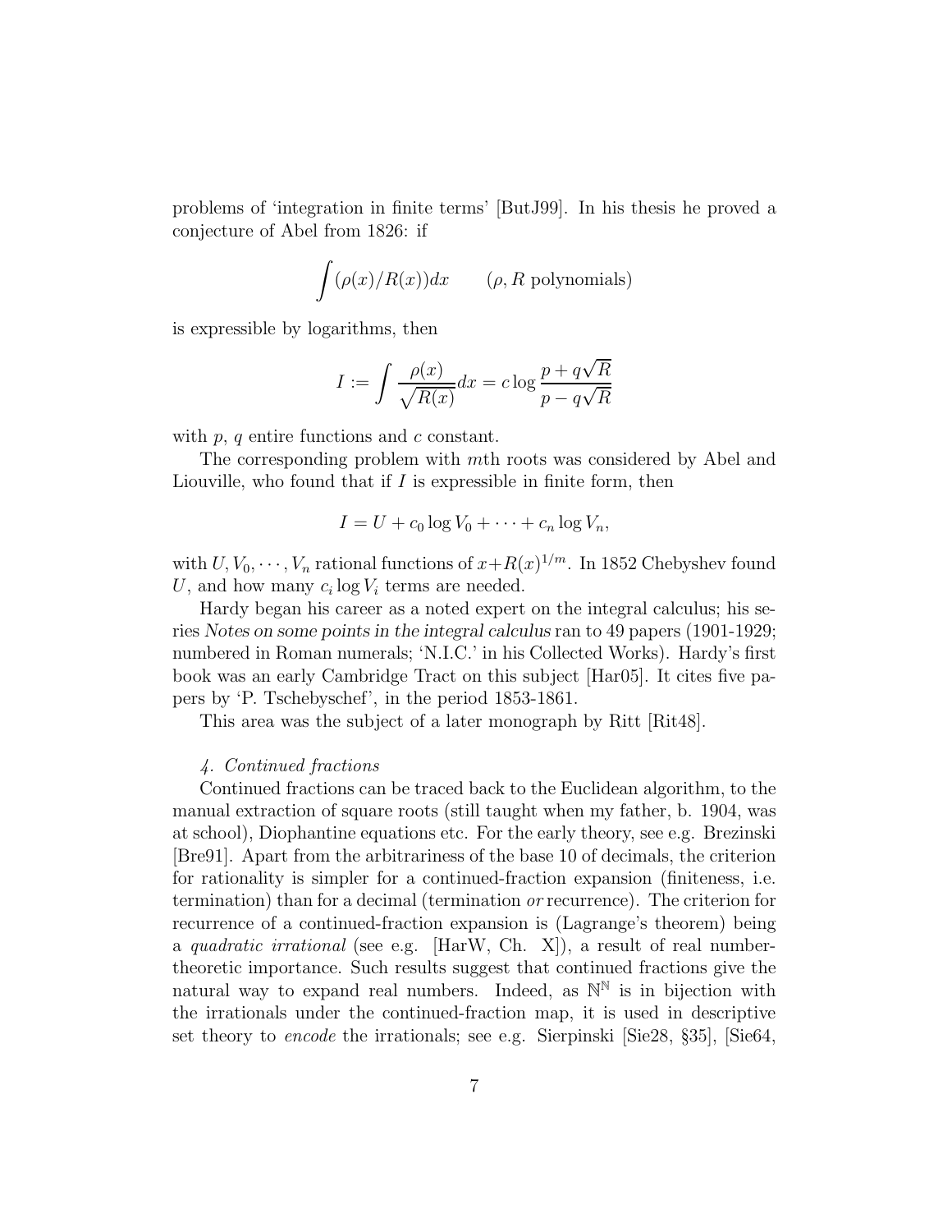problems of 'integration in finite terms' [ButJ99]. In his thesis he proved a conjecture of Abel from 1826: if

$$\int (\rho(x)/R(x))dx \qquad (\rho, R \text{ polynomials})$$

is expressible by logarithms, then

$$I := \int \frac{\rho(x)}{\sqrt{R(x)}}dx = c \log \frac{p + q\sqrt{R}}{p - q\sqrt{R}}$$

with $p$, $q$ entire functions and $c$ constant.

The corresponding problem with $m$th roots was considered by Abel and Liouville, who found that if $I$ is expressible in finite form, then

$$I = U + c_0 \log V_0 + \cdots + c_n \log V_n,$$

with $U, V_0, \cdots, V_n$ rational functions of $x + R(x)^{1/m}$. In 1852 Chebyshev found $U$, and how many $c_i \log V_i$ terms are needed.

Hardy began his career as a noted expert on the integral calculus; his series *Notes on some points in the integral calculus* ran to 49 papers (1901-1929; numbered in Roman numerals; 'N.I.C.' in his Collected Works). Hardy's first book was an early Cambridge Tract on this subject [Har05]. It cites five papers by 'P. Tschebyschef', in the period 1853-1861.

This area was the subject of a later monograph by Ritt [Rit48].

*4. Continued fractions*

Continued fractions can be traced back to the Euclidean algorithm, to the manual extraction of square roots (still taught when my father, b. 1904, was at school), Diophantine equations etc. For the early theory, see e.g. Brezinski [Bre91]. Apart from the arbitrariness of the base 10 of decimals, the criterion for rationality is simpler for a continued-fraction expansion (finiteness, i.e. termination) than for a decimal (termination *or* recurrence). The criterion for recurrence of a continued-fraction expansion is (Lagrange's theorem) being a *quadratic irrational* (see e.g. [HarW, Ch. X]), a result of real number-theoretic importance. Such results suggest that continued fractions give the natural way to expand real numbers. Indeed, as $\mathbb{N}^{\mathbb{N}}$ is in bijection with the irrationals under the continued-fraction map, it is used in descriptive set theory to *encode* the irrationals; see e.g. Sierpinski [Sie28, §35], [Sie64,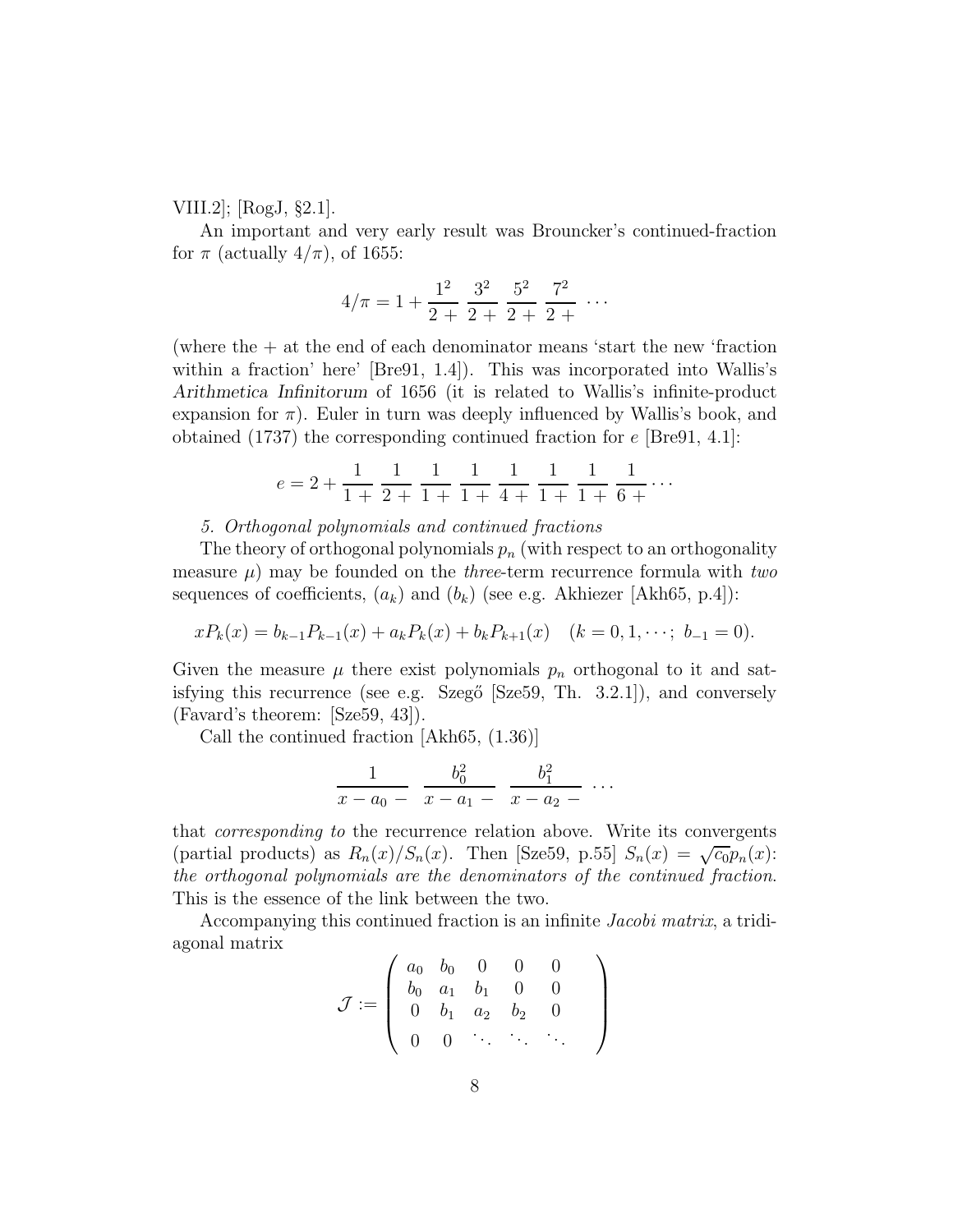VIII.2]; [RogJ, §2.1].

An important and very early result was Brouncker's continued-fraction for $\pi$ (actually $4/\pi$), of 1655:

$$4/\pi = 1 + \frac{1^2}{2+}\ \frac{3^2}{2+}\ \frac{5^2}{2+}\ \frac{7^2}{2+}\ \cdots$$

(where the + at the end of each denominator means 'start the new 'fraction within a fraction' here' [Bre91, 1.4]). This was incorporated into Wallis's *Arithmetica Infinitorum* of 1656 (it is related to Wallis's infinite-product expansion for $\pi$). Euler in turn was deeply influenced by Wallis's book, and obtained (1737) the corresponding continued fraction for $e$ [Bre91, 4.1]:

$$e = 2 + \frac{1}{1+}\ \frac{1}{2+}\ \frac{1}{1+}\ \frac{1}{1+}\ \frac{1}{4+}\ \frac{1}{1+}\ \frac{1}{1+}\ \frac{1}{6+}\cdots$$

*5. Orthogonal polynomials and continued fractions*

The theory of orthogonal polynomials $p_n$ (with respect to an orthogonality measure $\mu$) may be founded on the *three*-term recurrence formula with *two* sequences of coefficients, $(a_k)$ and $(b_k)$ (see e.g. Akhiezer [Akh65, p.4]):

$$xP_k(x) = b_{k-1}P_{k-1}(x) + a_kP_k(x) + b_kP_{k+1}(x) \quad (k = 0, 1, \cdots;\ b_{-1} = 0).$$

Given the measure $\mu$ there exist polynomials $p_n$ orthogonal to it and satisfying this recurrence (see e.g. Szegő [Sze59, Th. 3.2.1]), and conversely (Favard's theorem: [Sze59, 43]).

Call the continued fraction [Akh65, (1.36)]

$$\frac{1}{x - a_0 -}\ \ \frac{b_0^2}{x - a_1 -}\ \ \frac{b_1^2}{x - a_2 -}\ \cdots$$

that *corresponding to* the recurrence relation above. Write its convergents (partial products) as $R_n(x)/S_n(x)$. Then [Sze59, p.55] $S_n(x) = \sqrt{c_0}p_n(x)$: *the orthogonal polynomials are the denominators of the continued fraction*. This is the essence of the link between the two.

Accompanying this continued fraction is an infinite *Jacobi matrix*, a tridiagonal matrix

$$\mathcal{J} := \begin{pmatrix} a_0 & b_0 & 0 & 0 & 0 & \\ b_0 & a_1 & b_1 & 0 & 0 & \\ 0 & b_1 & a_2 & b_2 & 0 & \\ 0 & 0 & \ddots & \ddots & \ddots & \end{pmatrix}$$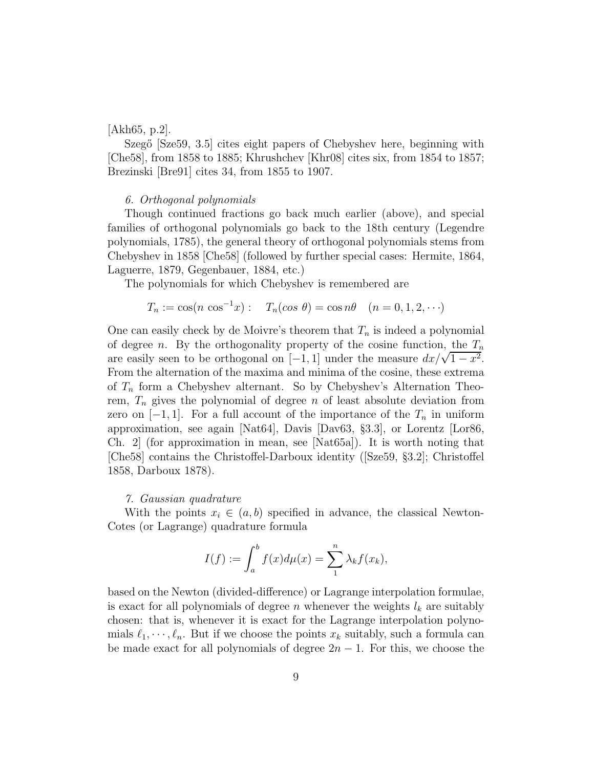[Akh65, p.2].

Szegő [Sze59, 3.5] cites eight papers of Chebyshev here, beginning with [Che58], from 1858 to 1885; Khrushchev [Khr08] cites six, from 1854 to 1857; Brezinski [Bre91] cites 34, from 1855 to 1907.

*6. Orthogonal polynomials*

Though continued fractions go back much earlier (above), and special families of orthogonal polynomials go back to the 18th century (Legendre polynomials, 1785), the general theory of orthogonal polynomials stems from Chebyshev in 1858 [Che58] (followed by further special cases: Hermite, 1864, Laguerre, 1879, Gegenbauer, 1884, etc.)

The polynomials for which Chebyshev is remembered are

$$T_n := \cos(n \cos^{-1} x) : \quad T_n(cos\ \theta) = \cos n\theta \quad (n = 0, 1, 2, \cdots)$$

One can easily check by de Moivre's theorem that $T_n$ is indeed a polynomial of degree $n$. By the orthogonality property of the cosine function, the $T_n$ are easily seen to be orthogonal on $[-1, 1]$ under the measure $dx/\sqrt{1-x^2}$. From the alternation of the maxima and minima of the cosine, these extrema of $T_n$ form a Chebyshev alternant. So by Chebyshev's Alternation Theorem, $T_n$ gives the polynomial of degree $n$ of least absolute deviation from zero on $[-1, 1]$. For a full account of the importance of the $T_n$ in uniform approximation, see again [Nat64], Davis [Dav63, §3.3], or Lorentz [Lor86, Ch. 2] (for approximation in mean, see [Nat65a]). It is worth noting that [Che58] contains the Christoffel-Darboux identity ([Sze59, §3.2]; Christoffel 1858, Darboux 1878).

*7. Gaussian quadrature*

With the points $x_i \in (a, b)$ specified in advance, the classical Newton-Cotes (or Lagrange) quadrature formula

$$I(f) := \int_a^b f(x) d\mu(x) = \sum_1^n \lambda_k f(x_k),$$

based on the Newton (divided-difference) or Lagrange interpolation formulae, is exact for all polynomials of degree $n$ whenever the weights $l_k$ are suitably chosen: that is, whenever it is exact for the Lagrange interpolation polynomials $\ell_1, \cdots, \ell_n$. But if we choose the points $x_k$ suitably, such a formula can be made exact for all polynomials of degree $2n - 1$. For this, we choose the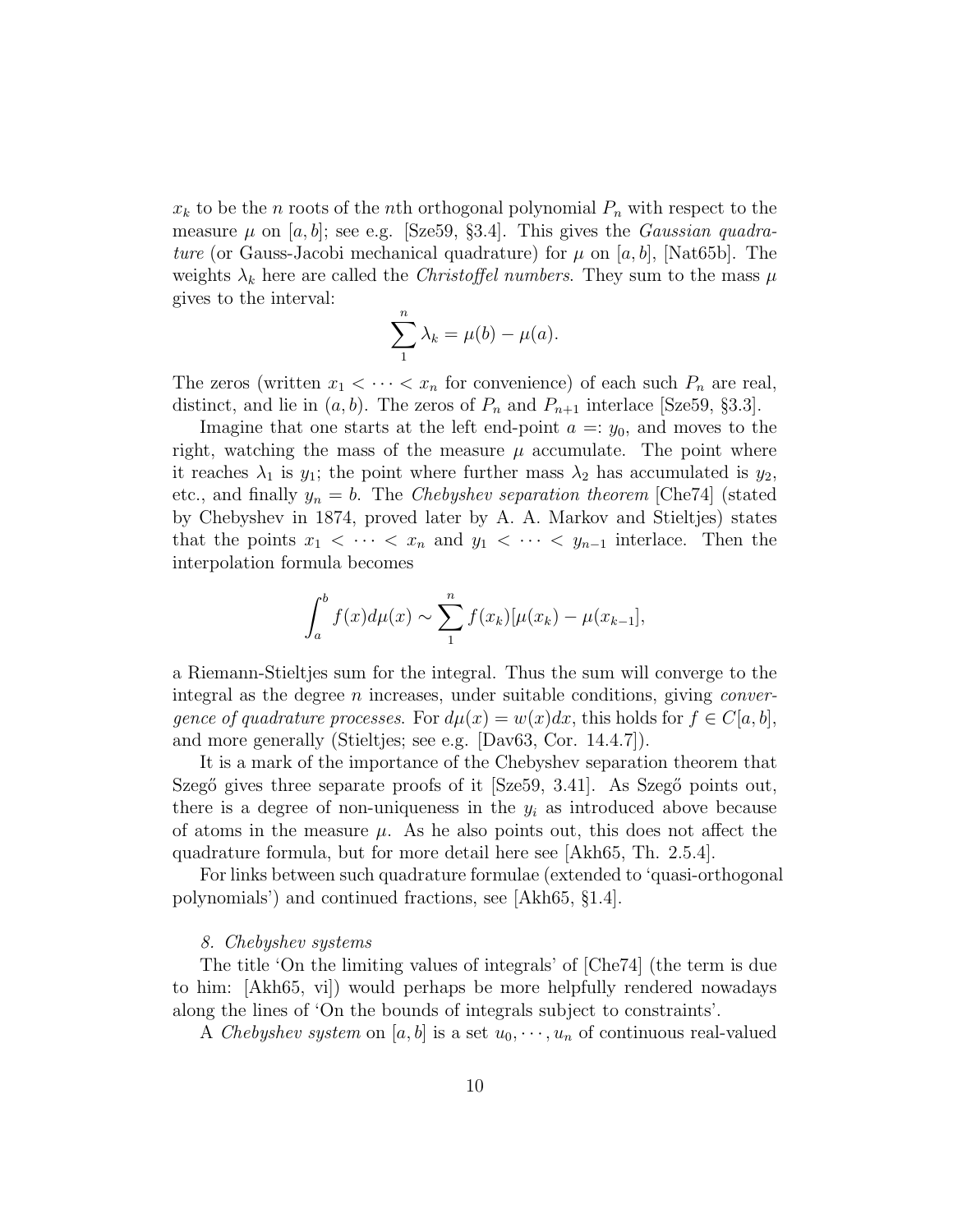$x_k$ to be the $n$ roots of the $n$th orthogonal polynomial $P_n$ with respect to the measure $\mu$ on $[a, b]$; see e.g. [Sze59, §3.4]. This gives the *Gaussian quadrature* (or Gauss-Jacobi mechanical quadrature) for $\mu$ on $[a, b]$, [Nat65b]. The weights $\lambda_k$ here are called the *Christoffel numbers*. They sum to the mass $\mu$ gives to the interval:

$$\sum_1^n \lambda_k = \mu(b) - \mu(a).$$

The zeros (written $x_1 < \cdots < x_n$ for convenience) of each such $P_n$ are real, distinct, and lie in $(a, b)$. The zeros of $P_n$ and $P_{n+1}$ interlace [Sze59, §3.3].

Imagine that one starts at the left end-point $a =: y_0$, and moves to the right, watching the mass of the measure $\mu$ accumulate. The point where it reaches $\lambda_1$ is $y_1$; the point where further mass $\lambda_2$ has accumulated is $y_2$, etc., and finally $y_n = b$. The *Chebyshev separation theorem* [Che74] (stated by Chebyshev in 1874, proved later by A. A. Markov and Stieltjes) states that the points $x_1 < \cdots < x_n$ and $y_1 < \cdots < y_{n-1}$ interlace. Then the interpolation formula becomes

$$\int_a^b f(x) d\mu(x) \sim \sum_1^n f(x_k)[\mu(x_k) - \mu(x_{k-1}],$$

a Riemann-Stieltjes sum for the integral. Thus the sum will converge to the integral as the degree $n$ increases, under suitable conditions, giving *convergence of quadrature processes*. For $d\mu(x) = w(x)dx$, this holds for $f \in C[a, b]$, and more generally (Stieltjes; see e.g. [Dav63, Cor. 14.4.7]).

It is a mark of the importance of the Chebyshev separation theorem that Szegő gives three separate proofs of it [Sze59, 3.41]. As Szegő points out, there is a degree of non-uniqueness in the $y_i$ as introduced above because of atoms in the measure $\mu$. As he also points out, this does not affect the quadrature formula, but for more detail here see [Akh65, Th. 2.5.4].

For links between such quadrature formulae (extended to 'quasi-orthogonal polynomials') and continued fractions, see [Akh65, §1.4].

*8. Chebyshev systems*

The title 'On the limiting values of integrals' of [Che74] (the term is due to him: [Akh65, vi]) would perhaps be more helpfully rendered nowadays along the lines of 'On the bounds of integrals subject to constraints'.

A *Chebyshev system* on $[a, b]$ is a set $u_0, \cdots, u_n$ of continuous real-valued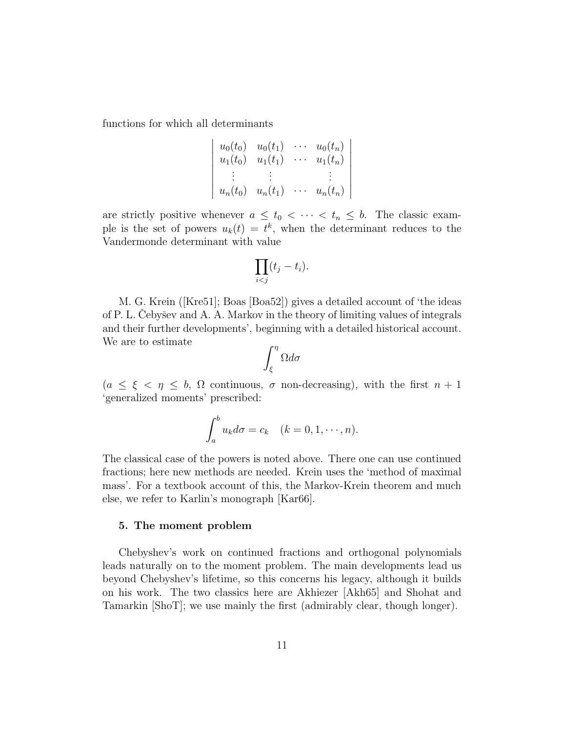functions for which all determinants

$$\begin{vmatrix} u_0(t_0) & u_0(t_1) & \cdots & u_0(t_n) \\ u_1(t_0) & u_1(t_1) & \cdots & u_1(t_n) \\ \vdots & \vdots & & \vdots \\ u_n(t_0) & u_n(t_1) & \cdots & u_n(t_n) \end{vmatrix}$$

are strictly positive whenever $a \leq t_0 < \cdots < t_n \leq b$. The classic example is the set of powers $u_k(t) = t^k$, when the determinant reduces to the Vandermonde determinant with value

$$\prod_{i<j}(t_j - t_i).$$

M. G. Krein ([Kre51]; Boas [Boa52]) gives a detailed account of 'the ideas of P. L. Čebyšev and A. A. Markov in the theory of limiting values of integrals and their further developments', beginning with a detailed historical account. We are to estimate

$$\int_\xi^\eta \Omega d\sigma$$

($a \leq \xi < \eta \leq b$, $\Omega$ continuous, $\sigma$ non-decreasing), with the first $n+1$ 'generalized moments' prescribed:

$$\int_a^b u_k d\sigma = c_k \quad (k = 0, 1, \cdots, n).$$

The classical case of the powers is noted above. There one can use continued fractions; here new methods are needed. Krein uses the 'method of maximal mass'. For a textbook account of this, the Markov-Krein theorem and much else, we refer to Karlin's monograph [Kar66].

## 5. The moment problem

Chebyshev's work on continued fractions and orthogonal polynomials leads naturally on to the moment problem. The main developments lead us beyond Chebyshev's lifetime, so this concerns his legacy, although it builds on his work. The two classics here are Akhiezer [Akh65] and Shohat and Tamarkin [ShoT]; we use mainly the first (admirably clear, though longer).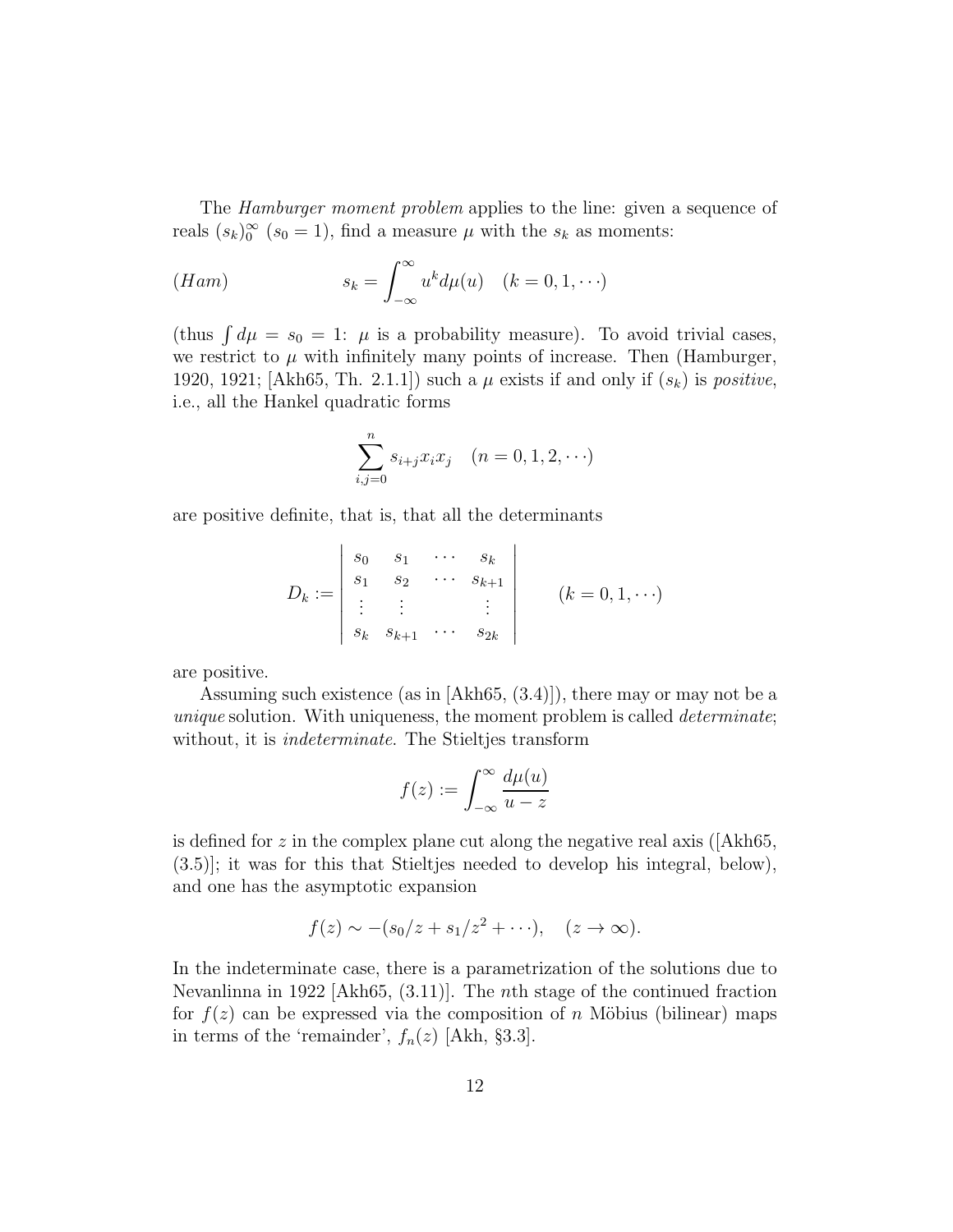The *Hamburger moment problem* applies to the line: given a sequence of reals $(s_k)_0^\infty$ ($s_0 = 1$), find a measure $\mu$ with the $s_k$ as moments:

$$(Ham) \qquad\qquad s_k = \int_{-\infty}^{\infty} u^k d\mu(u) \quad (k = 0, 1, \cdots)$$

(thus $\int d\mu = s_0 = 1$: $\mu$ is a probability measure). To avoid trivial cases, we restrict to $\mu$ with infinitely many points of increase. Then (Hamburger, 1920, 1921; [Akh65, Th. 2.1.1]) such a $\mu$ exists if and only if $(s_k)$ is *positive*, i.e., all the Hankel quadratic forms

$$\sum_{i,j=0}^{n} s_{i+j} x_i x_j \quad (n = 0, 1, 2, \cdots)$$

are positive definite, that is, that all the determinants

$$D_k := \begin{vmatrix} s_0 & s_1 & \cdots & s_k \\ s_1 & s_2 & \cdots & s_{k+1} \\ \vdots & \vdots & & \vdots \\ s_k & s_{k+1} & \cdots & s_{2k} \end{vmatrix} \qquad (k = 0, 1, \cdots)$$

are positive.

Assuming such existence (as in [Akh65, (3.4)]), there may or may not be a *unique* solution. With uniqueness, the moment problem is called *determinate*; without, it is *indeterminate*. The Stieltjes transform

$$f(z) := \int_{-\infty}^{\infty} \frac{d\mu(u)}{u - z}$$

is defined for $z$ in the complex plane cut along the negative real axis ([Akh65, (3.5)]; it was for this that Stieltjes needed to develop his integral, below), and one has the asymptotic expansion

$$f(z) \sim -(s_0/z + s_1/z^2 + \cdots), \quad (z \to \infty).$$

In the indeterminate case, there is a parametrization of the solutions due to Nevanlinna in 1922 [Akh65, (3.11)]. The $n$th stage of the continued fraction for $f(z)$ can be expressed via the composition of $n$ Möbius (bilinear) maps in terms of the 'remainder', $f_n(z)$ [Akh, §3.3].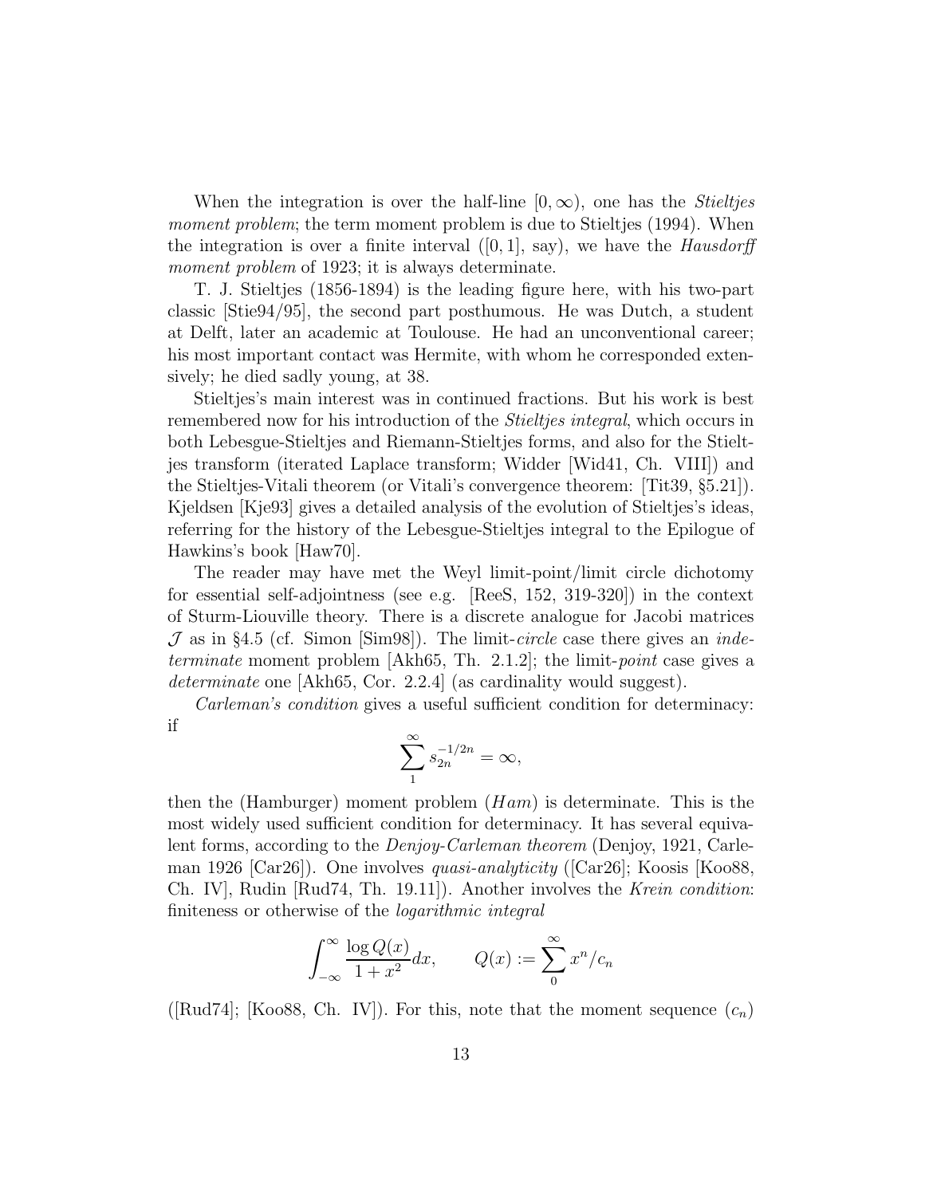When the integration is over the half-line $[0, \infty)$, one has the *Stieltjes moment problem*; the term moment problem is due to Stieltjes (1994). When the integration is over a finite interval ($[0, 1]$, say), we have the *Hausdorff moment problem* of 1923; it is always determinate.

T. J. Stieltjes (1856-1894) is the leading figure here, with his two-part classic [Stie94/95], the second part posthumous. He was Dutch, a student at Delft, later an academic at Toulouse. He had an unconventional career; his most important contact was Hermite, with whom he corresponded extensively; he died sadly young, at 38.

Stieltjes's main interest was in continued fractions. But his work is best remembered now for his introduction of the *Stieltjes integral*, which occurs in both Lebesgue-Stieltjes and Riemann-Stieltjes forms, and also for the Stieltjes transform (iterated Laplace transform; Widder [Wid41, Ch. VIII]) and the Stieltjes-Vitali theorem (or Vitali's convergence theorem: [Tit39, §5.21]). Kjeldsen [Kje93] gives a detailed analysis of the evolution of Stieltjes's ideas, referring for the history of the Lebesgue-Stieltjes integral to the Epilogue of Hawkins's book [Haw70].

The reader may have met the Weyl limit-point/limit circle dichotomy for essential self-adjointness (see e.g. [ReeS, 152, 319-320]) in the context of Sturm-Liouville theory. There is a discrete analogue for Jacobi matrices $\mathcal{J}$ as in §4.5 (cf. Simon [Sim98]). The limit-*circle* case there gives an *indeterminate* moment problem [Akh65, Th. 2.1.2]; the limit-*point* case gives a *determinate* one [Akh65, Cor. 2.2.4] (as cardinality would suggest).

*Carleman's condition* gives a useful sufficient condition for determinacy: if

$$\sum_{1}^{\infty} s_{2n}^{-1/2n} = \infty,$$

then the (Hamburger) moment problem ($Ham$) is determinate. This is the most widely used sufficient condition for determinacy. It has several equivalent forms, according to the *Denjoy-Carleman theorem* (Denjoy, 1921, Carleman 1926 [Car26]). One involves *quasi-analyticity* ([Car26]; Koosis [Koo88, Ch. IV], Rudin [Rud74, Th. 19.11]). Another involves the *Krein condition*: finiteness or otherwise of the *logarithmic integral*

$$\int_{-\infty}^{\infty} \frac{\log Q(x)}{1+x^2} dx, \qquad Q(x) := \sum_{0}^{\infty} x^n / c_n$$

([Rud74]; [Koo88, Ch. IV]). For this, note that the moment sequence $(c_n)$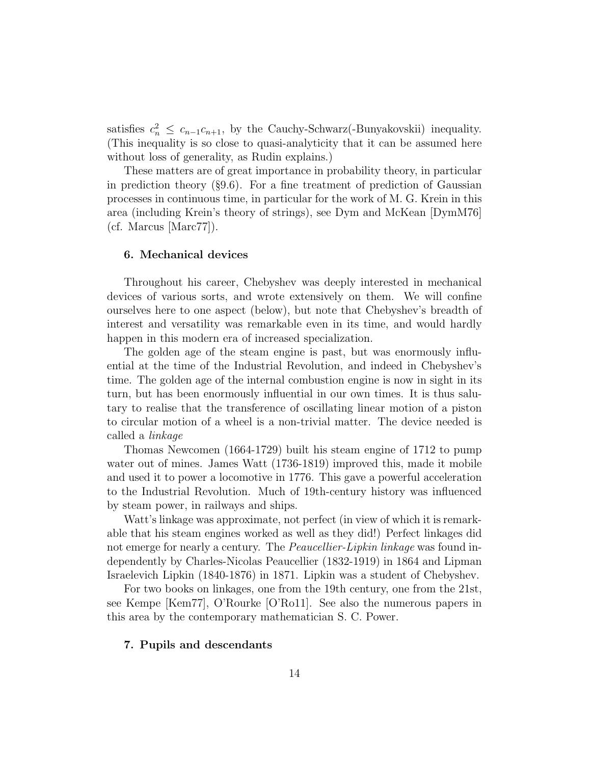satisfies $c_n^2 \leq c_{n-1}c_{n+1}$, by the Cauchy-Schwarz(-Bunyakovskii) inequality. (This inequality is so close to quasi-analyticity that it can be assumed here without loss of generality, as Rudin explains.)

These matters are of great importance in probability theory, in particular in prediction theory (§9.6). For a fine treatment of prediction of Gaussian processes in continuous time, in particular for the work of M. G. Krein in this area (including Krein's theory of strings), see Dym and McKean [DymM76] (cf. Marcus [Marc77]).

### 6. Mechanical devices

Throughout his career, Chebyshev was deeply interested in mechanical devices of various sorts, and wrote extensively on them. We will confine ourselves here to one aspect (below), but note that Chebyshev's breadth of interest and versatility was remarkable even in its time, and would hardly happen in this modern era of increased specialization.

The golden age of the steam engine is past, but was enormously influential at the time of the Industrial Revolution, and indeed in Chebyshev's time. The golden age of the internal combustion engine is now in sight in its turn, but has been enormously influential in our own times. It is thus salutary to realise that the transference of oscillating linear motion of a piston to circular motion of a wheel is a non-trivial matter. The device needed is called a *linkage*

Thomas Newcomen (1664-1729) built his steam engine of 1712 to pump water out of mines. James Watt (1736-1819) improved this, made it mobile and used it to power a locomotive in 1776. This gave a powerful acceleration to the Industrial Revolution. Much of 19th-century history was influenced by steam power, in railways and ships.

Watt's linkage was approximate, not perfect (in view of which it is remarkable that his steam engines worked as well as they did!) Perfect linkages did not emerge for nearly a century. The *Peaucellier-Lipkin linkage* was found independently by Charles-Nicolas Peaucellier (1832-1919) in 1864 and Lipman Israelevich Lipkin (1840-1876) in 1871. Lipkin was a student of Chebyshev.

For two books on linkages, one from the 19th century, one from the 21st, see Kempe [Kem77], O'Rourke [O'Ro11]. See also the numerous papers in this area by the contemporary mathematician S. C. Power.

### 7. Pupils and descendants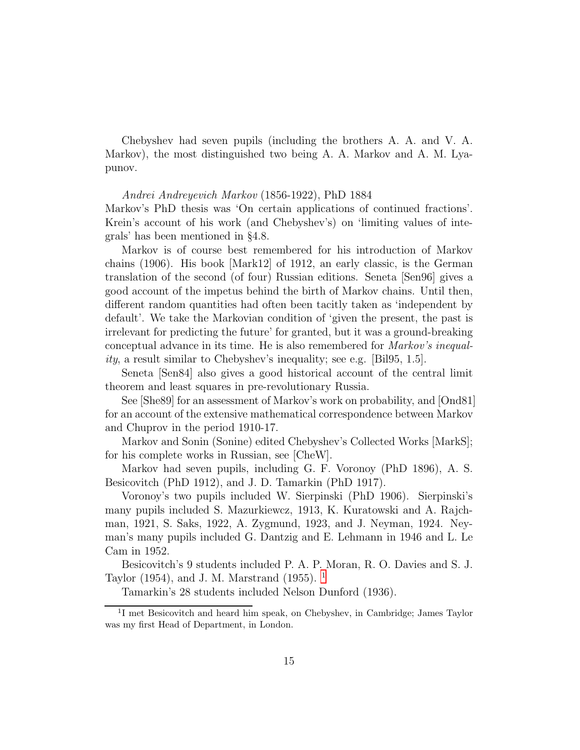Chebyshev had seven pupils (including the brothers A. A. and V. A. Markov), the most distinguished two being A. A. Markov and A. M. Lyapunov.

*Andrei Andreyevich Markov* (1856-1922), PhD 1884
Markov's PhD thesis was 'On certain applications of continued fractions'. Krein's account of his work (and Chebyshev's) on 'limiting values of integrals' has been mentioned in §4.8.

Markov is of course best remembered for his introduction of Markov chains (1906). His book [Mark12] of 1912, an early classic, is the German translation of the second (of four) Russian editions. Seneta [Sen96] gives a good account of the impetus behind the birth of Markov chains. Until then, different random quantities had often been tacitly taken as 'independent by default'. We take the Markovian condition of 'given the present, the past is irrelevant for predicting the future' for granted, but it was a ground-breaking conceptual advance in its time. He is also remembered for *Markov's inequality*, a result similar to Chebyshev's inequality; see e.g. [Bil95, 1.5].

Seneta [Sen84] also gives a good historical account of the central limit theorem and least squares in pre-revolutionary Russia.

See [She89] for an assessment of Markov's work on probability, and [Ond81] for an account of the extensive mathematical correspondence between Markov and Chuprov in the period 1910-17.

Markov and Sonin (Sonine) edited Chebyshev's Collected Works [MarkS]; for his complete works in Russian, see [CheW].

Markov had seven pupils, including G. F. Voronoy (PhD 1896), A. S. Besicovitch (PhD 1912), and J. D. Tamarkin (PhD 1917).

Voronoy's two pupils included W. Sierpinski (PhD 1906). Sierpinski's many pupils included S. Mazurkiewcz, 1913, K. Kuratowski and A. Rajchman, 1921, S. Saks, 1922, A. Zygmund, 1923, and J. Neyman, 1924. Neyman's many pupils included G. Dantzig and E. Lehmann in 1946 and L. Le Cam in 1952.

Besicovitch's 9 students included P. A. P. Moran, R. O. Davies and S. J. Taylor (1954), and J. M. Marstrand (1955). [1]

Tamarkin's 28 students included Nelson Dunford (1936).

[1] I met Besicovitch and heard him speak, on Chebyshev, in Cambridge; James Taylor was my first Head of Department, in London.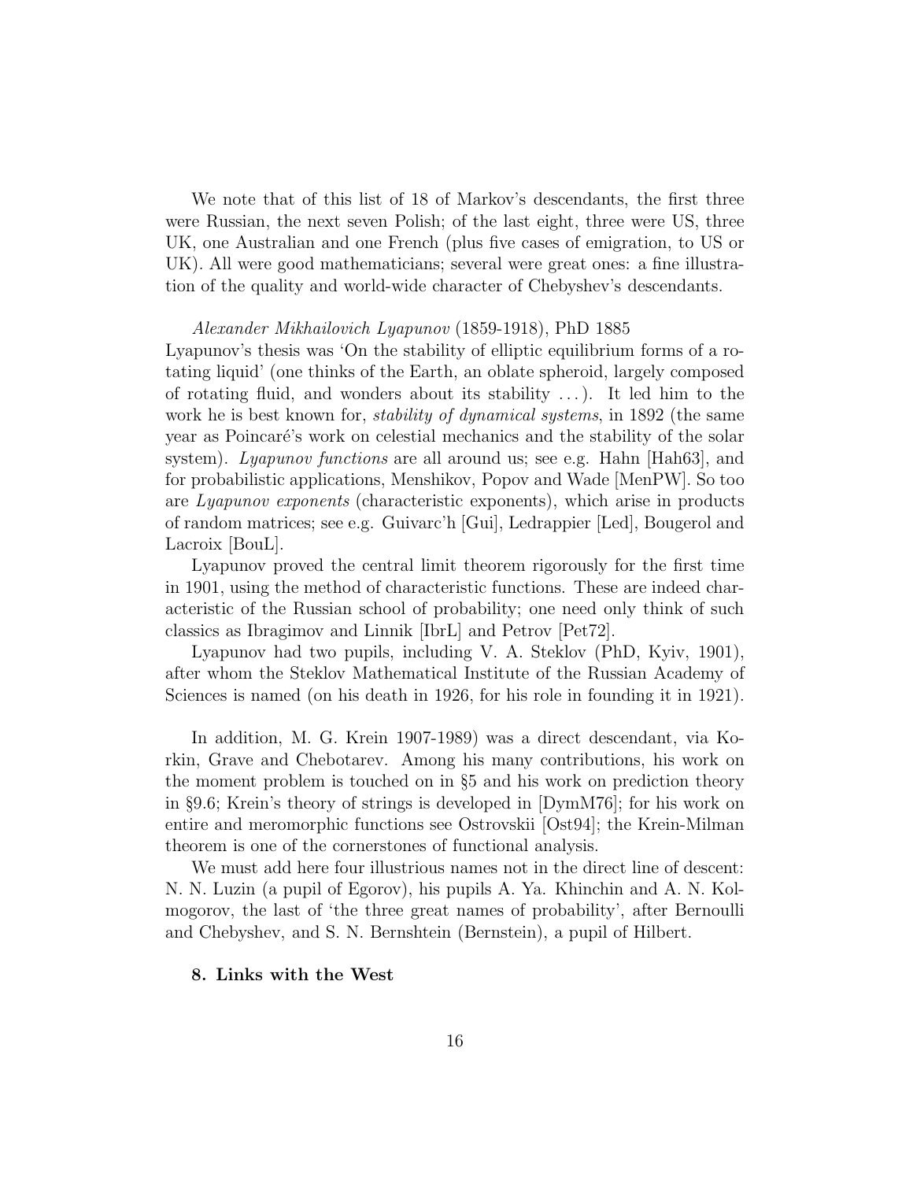We note that of this list of 18 of Markov's descendants, the first three were Russian, the next seven Polish; of the last eight, three were US, three UK, one Australian and one French (plus five cases of emigration, to US or UK). All were good mathematicians; several were great ones: a fine illustration of the quality and world-wide character of Chebyshev's descendants.

*Alexander Mikhailovich Lyapunov* (1859-1918), PhD 1885
Lyapunov's thesis was 'On the stability of elliptic equilibrium forms of a rotating liquid' (one thinks of the Earth, an oblate spheroid, largely composed of rotating fluid, and wonders about its stability ...). It led him to the work he is best known for, *stability of dynamical systems*, in 1892 (the same year as Poincaré's work on celestial mechanics and the stability of the solar system). *Lyapunov functions* are all around us; see e.g. Hahn [Hah63], and for probabilistic applications, Menshikov, Popov and Wade [MenPW]. So too are *Lyapunov exponents* (characteristic exponents), which arise in products of random matrices; see e.g. Guivarc'h [Gui], Ledrappier [Led], Bougerol and Lacroix [BouL].

Lyapunov proved the central limit theorem rigorously for the first time in 1901, using the method of characteristic functions. These are indeed characteristic of the Russian school of probability; one need only think of such classics as Ibragimov and Linnik [IbrL] and Petrov [Pet72].

Lyapunov had two pupils, including V. A. Steklov (PhD, Kyiv, 1901), after whom the Steklov Mathematical Institute of the Russian Academy of Sciences is named (on his death in 1926, for his role in founding it in 1921).

In addition, M. G. Krein 1907-1989) was a direct descendant, via Korkin, Grave and Chebotarev. Among his many contributions, his work on the moment problem is touched on in §5 and his work on prediction theory in §9.6; Krein's theory of strings is developed in [DymM76]; for his work on entire and meromorphic functions see Ostrovskii [Ost94]; the Krein-Milman theorem is one of the cornerstones of functional analysis.

We must add here four illustrious names not in the direct line of descent: N. N. Luzin (a pupil of Egorov), his pupils A. Ya. Khinchin and A. N. Kolmogorov, the last of 'the three great names of probability', after Bernoulli and Chebyshev, and S. N. Bernshtein (Bernstein), a pupil of Hilbert.

**8. Links with the West**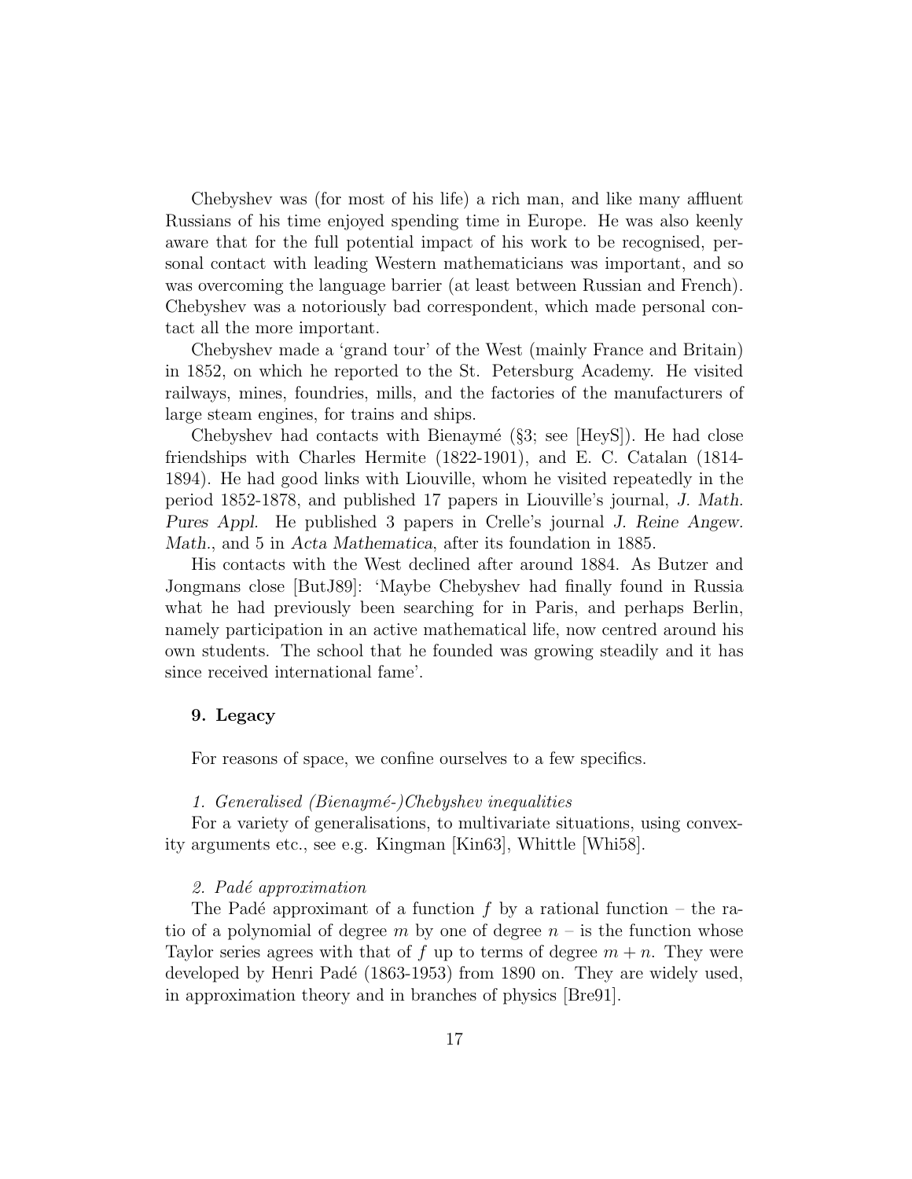Chebyshev was (for most of his life) a rich man, and like many affluent Russians of his time enjoyed spending time in Europe. He was also keenly aware that for the full potential impact of his work to be recognised, personal contact with leading Western mathematicians was important, and so was overcoming the language barrier (at least between Russian and French). Chebyshev was a notoriously bad correspondent, which made personal contact all the more important.

Chebyshev made a 'grand tour' of the West (mainly France and Britain) in 1852, on which he reported to the St. Petersburg Academy. He visited railways, mines, foundries, mills, and the factories of the manufacturers of large steam engines, for trains and ships.

Chebyshev had contacts with Bienaymé (§3; see [HeyS]). He had close friendships with Charles Hermite (1822-1901), and E. C. Catalan (1814-1894). He had good links with Liouville, whom he visited repeatedly in the period 1852-1878, and published 17 papers in Liouville's journal, *J. Math. Pures Appl.* He published 3 papers in Crelle's journal *J. Reine Angew. Math.*, and 5 in *Acta Mathematica*, after its foundation in 1885.

His contacts with the West declined after around 1884. As Butzer and Jongmans close [ButJ89]: 'Maybe Chebyshev had finally found in Russia what he had previously been searching for in Paris, and perhaps Berlin, namely participation in an active mathematical life, now centred around his own students. The school that he founded was growing steadily and it has since received international fame'.

## 9. Legacy

For reasons of space, we confine ourselves to a few specifics.

*1. Generalised (Bienaymé-)Chebyshev inequalities*

For a variety of generalisations, to multivariate situations, using convexity arguments etc., see e.g. Kingman [Kin63], Whittle [Whi58].

*2. Padé approximation*

The Padé approximant of a function $f$ by a rational function – the ratio of a polynomial of degree $m$ by one of degree $n$ – is the function whose Taylor series agrees with that of $f$ up to terms of degree $m + n$. They were developed by Henri Padé (1863-1953) from 1890 on. They are widely used, in approximation theory and in branches of physics [Bre91].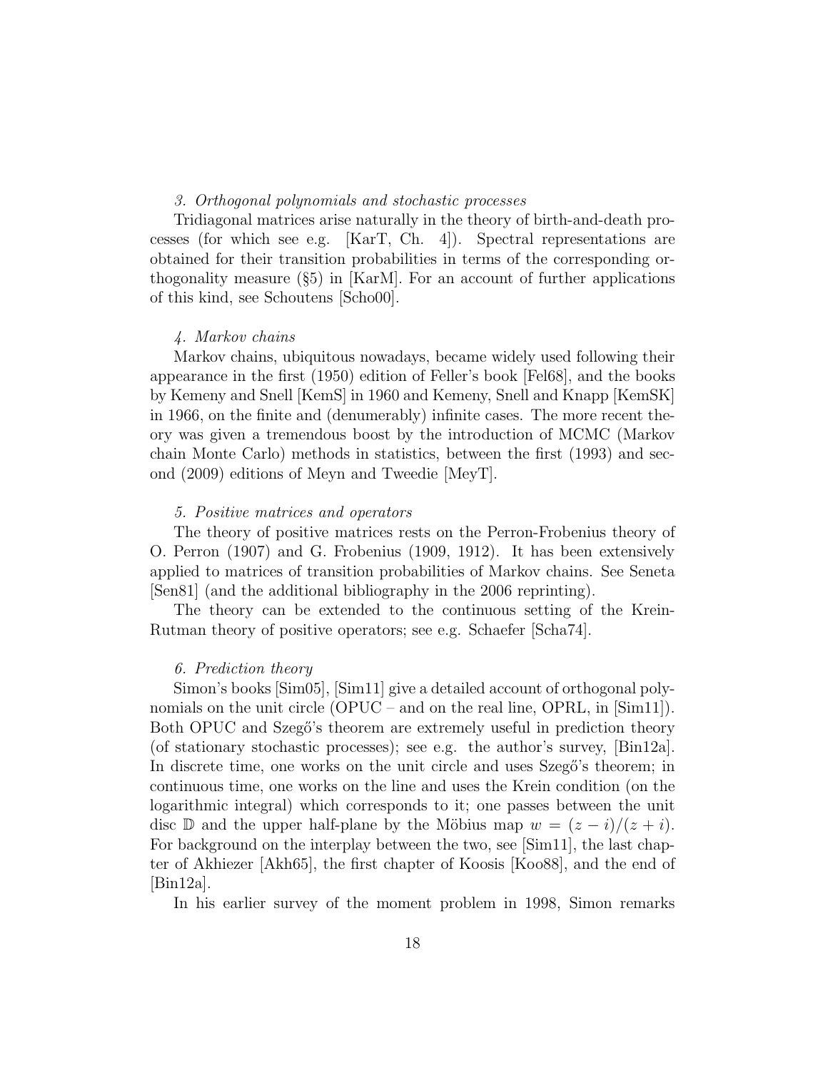*3. Orthogonal polynomials and stochastic processes*

Tridiagonal matrices arise naturally in the theory of birth-and-death processes (for which see e.g. [KarT, Ch. 4]). Spectral representations are obtained for their transition probabilities in terms of the corresponding orthogonality measure (§5) in [KarM]. For an account of further applications of this kind, see Schoutens [Scho00].

*4. Markov chains*

Markov chains, ubiquitous nowadays, became widely used following their appearance in the first (1950) edition of Feller's book [Fel68], and the books by Kemeny and Snell [KemS] in 1960 and Kemeny, Snell and Knapp [KemSK] in 1966, on the finite and (denumerably) infinite cases. The more recent theory was given a tremendous boost by the introduction of MCMC (Markov chain Monte Carlo) methods in statistics, between the first (1993) and second (2009) editions of Meyn and Tweedie [MeyT].

*5. Positive matrices and operators*

The theory of positive matrices rests on the Perron-Frobenius theory of O. Perron (1907) and G. Frobenius (1909, 1912). It has been extensively applied to matrices of transition probabilities of Markov chains. See Seneta [Sen81] (and the additional bibliography in the 2006 reprinting).

The theory can be extended to the continuous setting of the Krein-Rutman theory of positive operators; see e.g. Schaefer [Scha74].

*6. Prediction theory*

Simon's books [Sim05], [Sim11] give a detailed account of orthogonal polynomials on the unit circle (OPUC – and on the real line, OPRL, in [Sim11]). Both OPUC and Szegő's theorem are extremely useful in prediction theory (of stationary stochastic processes); see e.g. the author's survey, [Bin12a]. In discrete time, one works on the unit circle and uses Szegő's theorem; in continuous time, one works on the line and uses the Krein condition (on the logarithmic integral) which corresponds to it; one passes between the unit disc $\mathbb{D}$ and the upper half-plane by the Möbius map $w = (z - i)/(z + i)$. For background on the interplay between the two, see [Sim11], the last chapter of Akhiezer [Akh65], the first chapter of Koosis [Koo88], and the end of [Bin12a].

In his earlier survey of the moment problem in 1998, Simon remarks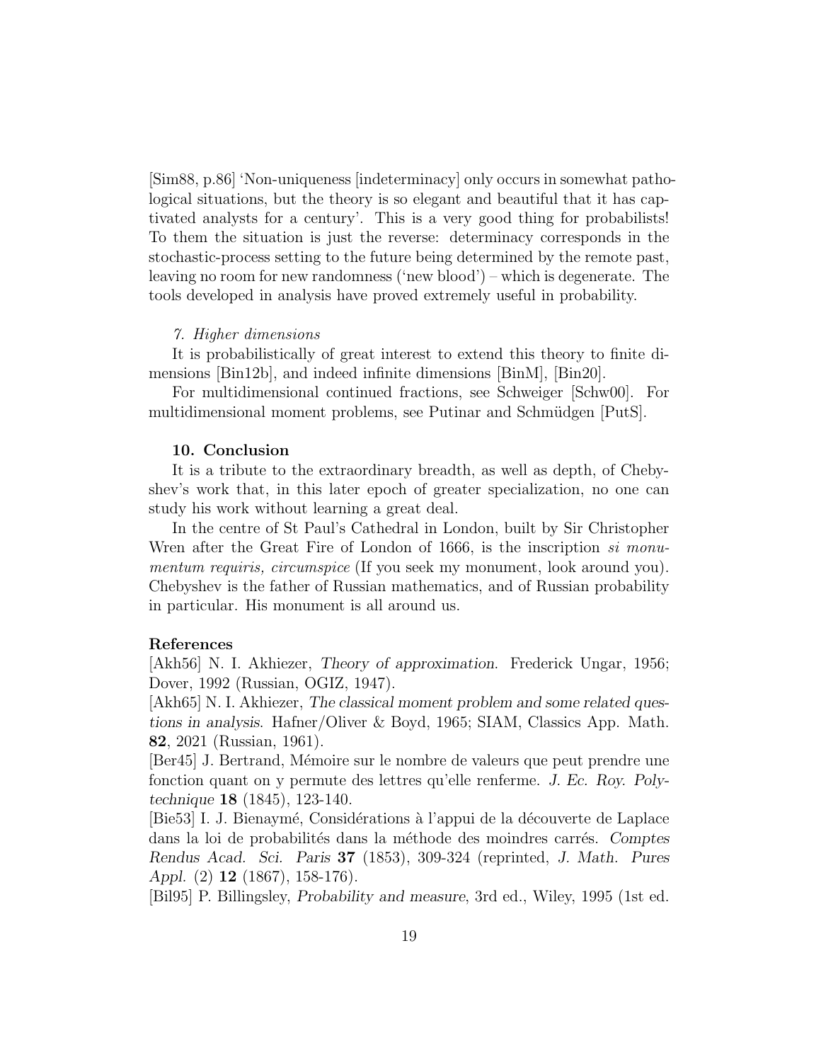[Sim88, p.86] 'Non-uniqueness [indeterminacy] only occurs in somewhat pathological situations, but the theory is so elegant and beautiful that it has captivated analysts for a century'. This is a very good thing for probabilists! To them the situation is just the reverse: determinacy corresponds in the stochastic-process setting to the future being determined by the remote past, leaving no room for new randomness ('new blood') – which is degenerate. The tools developed in analysis have proved extremely useful in probability.

*7. Higher dimensions*

It is probabilistically of great interest to extend this theory to finite dimensions [Bin12b], and indeed infinite dimensions [BinM], [Bin20].

For multidimensional continued fractions, see Schweiger [Schw00]. For multidimensional moment problems, see Putinar and Schmüdgen [PutS].

## 10. Conclusion

It is a tribute to the extraordinary breadth, as well as depth, of Chebyshev's work that, in this later epoch of greater specialization, no one can study his work without learning a great deal.

In the centre of St Paul's Cathedral in London, built by Sir Christopher Wren after the Great Fire of London of 1666, is the inscription *si monumentum requiris, circumspice* (If you seek my monument, look around you). Chebyshev is the father of Russian mathematics, and of Russian probability in particular. His monument is all around us.

## References

[Akh56] N. I. Akhiezer, *Theory of approximation*. Frederick Ungar, 1956; Dover, 1992 (Russian, OGIZ, 1947).

[Akh65] N. I. Akhiezer, *The classical moment problem and some related questions in analysis*. Hafner/Oliver & Boyd, 1965; SIAM, Classics App. Math. **82**, 2021 (Russian, 1961).

[Ber45] J. Bertrand, Mémoire sur le nombre de valeurs que peut prendre une fonction quant on y permute des lettres qu'elle renferme. *J. Ec. Roy. Polytechnique* **18** (1845), 123-140.

[Bie53] I. J. Bienaymé, Considérations à l'appui de la découverte de Laplace dans la loi de probabilités dans la méthode des moindres carrés. *Comptes Rendus Acad. Sci. Paris* **37** (1853), 309-324 (reprinted, *J. Math. Pures Appl.* (2) **12** (1867), 158-176).

[Bil95] P. Billingsley, *Probability and measure*, 3rd ed., Wiley, 1995 (1st ed.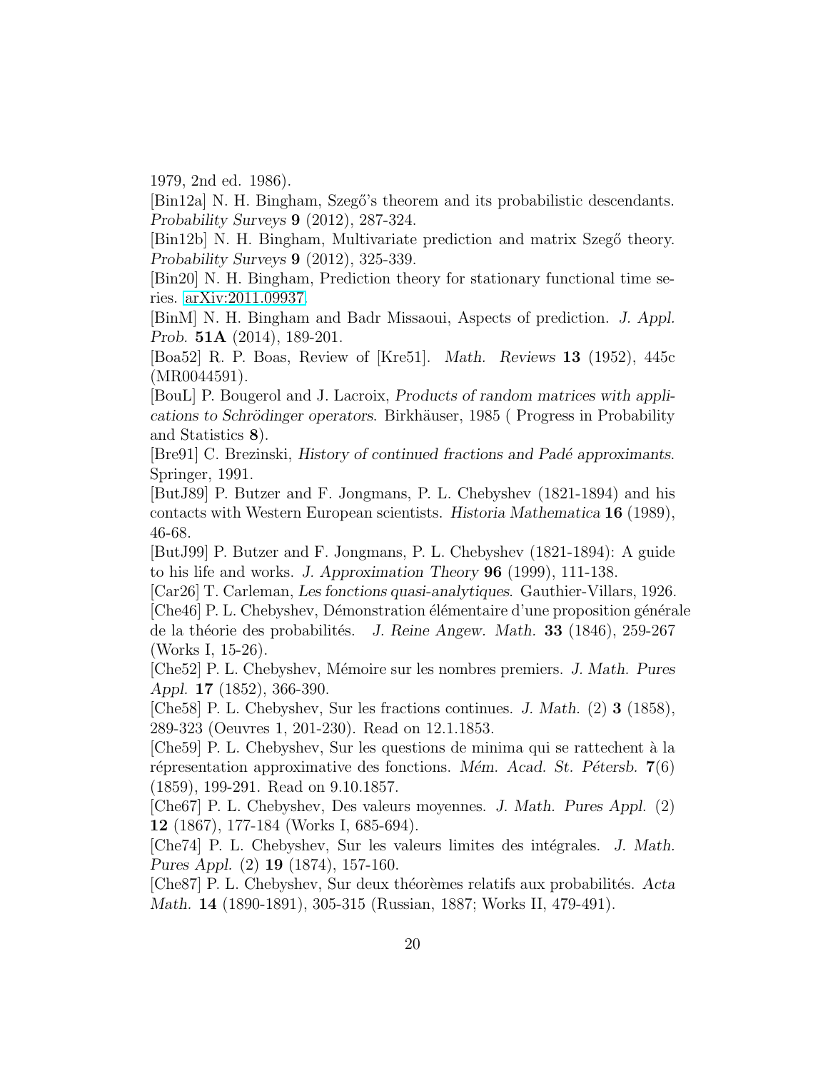1979, 2nd ed. 1986).

[Bin12a] N. H. Bingham, Szegő's theorem and its probabilistic descendants. *Probability Surveys* **9** (2012), 287-324.

[Bin12b] N. H. Bingham, Multivariate prediction and matrix Szegő theory. *Probability Surveys* **9** (2012), 325-339.

[Bin20] N. H. Bingham, Prediction theory for stationary functional time series. arXiv:2011.09937.

[BinM] N. H. Bingham and Badr Missaoui, Aspects of prediction. *J. Appl. Prob.* **51A** (2014), 189-201.

[Boa52] R. P. Boas, Review of [Kre51]. *Math. Reviews* **13** (1952), 445c (MR0044591).

[BouL] P. Bougerol and J. Lacroix, *Products of random matrices with applications to Schrödinger operators*. Birkhäuser, 1985 ( Progress in Probability and Statistics **8**).

[Bre91] C. Brezinski, *History of continued fractions and Padé approximants*. Springer, 1991.

[ButJ89] P. Butzer and F. Jongmans, P. L. Chebyshev (1821-1894) and his contacts with Western European scientists. *Historia Mathematica* **16** (1989), 46-68.

[ButJ99] P. Butzer and F. Jongmans, P. L. Chebyshev (1821-1894): A guide to his life and works. *J. Approximation Theory* **96** (1999), 111-138.

[Car26] T. Carleman, *Les fonctions quasi-analytiques*. Gauthier-Villars, 1926.

[Che46] P. L. Chebyshev, Démonstration élémentaire d'une proposition générale de la théorie des probabilités. *J. Reine Angew. Math.* **33** (1846), 259-267 (Works I, 15-26).

[Che52] P. L. Chebyshev, Mémoire sur les nombres premiers. *J. Math. Pures Appl.* **17** (1852), 366-390.

[Che58] P. L. Chebyshev, Sur les fractions continues. *J. Math.* (2) **3** (1858), 289-323 (Oeuvres 1, 201-230). Read on 12.1.1853.

[Che59] P. L. Chebyshev, Sur les questions de minima qui se rattechent à la répresentation approximative des fonctions. *Mém. Acad. St. Pétersb.* **7**(6) (1859), 199-291. Read on 9.10.1857.

[Che67] P. L. Chebyshev, Des valeurs moyennes. *J. Math. Pures Appl.* (2) **12** (1867), 177-184 (Works I, 685-694).

[Che74] P. L. Chebyshev, Sur les valeurs limites des intégrales. *J. Math. Pures Appl.* (2) **19** (1874), 157-160.

[Che87] P. L. Chebyshev, Sur deux théorèmes relatifs aux probabilités. *Acta Math.* **14** (1890-1891), 305-315 (Russian, 1887; Works II, 479-491).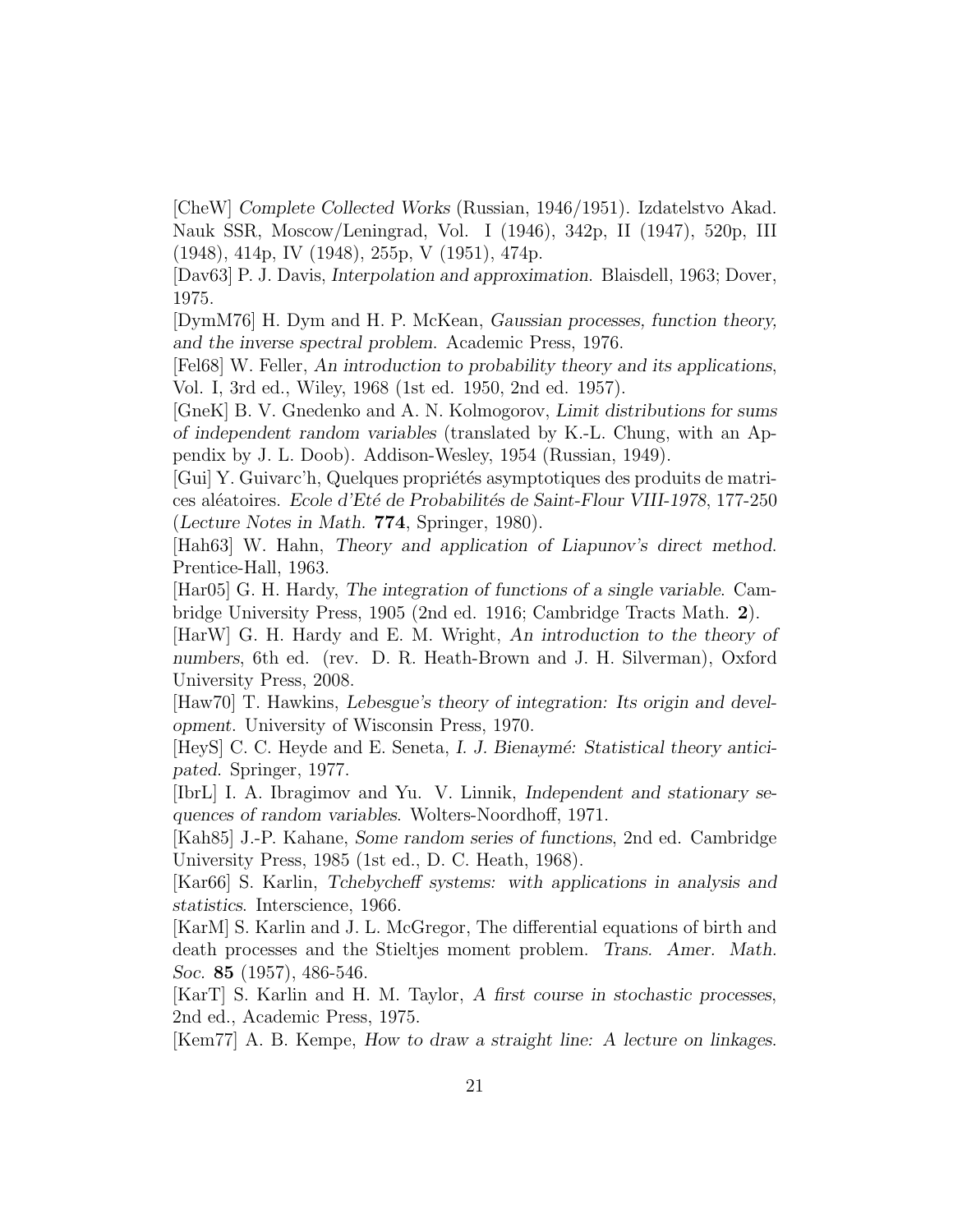[CheW] *Complete Collected Works* (Russian, 1946/1951). Izdatelstvo Akad. Nauk SSR, Moscow/Leningrad, Vol. I (1946), 342p, II (1947), 520p, III (1948), 414p, IV (1948), 255p, V (1951), 474p.

[Dav63] P. J. Davis, *Interpolation and approximation*. Blaisdell, 1963; Dover, 1975.

[DymM76] H. Dym and H. P. McKean, *Gaussian processes, function theory, and the inverse spectral problem*. Academic Press, 1976.

[Fel68] W. Feller, *An introduction to probability theory and its applications*, Vol. I, 3rd ed., Wiley, 1968 (1st ed. 1950, 2nd ed. 1957).

[GneK] B. V. Gnedenko and A. N. Kolmogorov, *Limit distributions for sums of independent random variables* (translated by K.-L. Chung, with an Appendix by J. L. Doob). Addison-Wesley, 1954 (Russian, 1949).

[Gui] Y. Guivarc'h, Quelques propriétés asymptotiques des produits de matrices aléatoires. *Ecole d'Eté de Probabilités de Saint-Flour VIII-1978*, 177-250 (*Lecture Notes in Math.* **774**, Springer, 1980).

[Hah63] W. Hahn, *Theory and application of Liapunov's direct method*. Prentice-Hall, 1963.

[Har05] G. H. Hardy, *The integration of functions of a single variable*. Cambridge University Press, 1905 (2nd ed. 1916; Cambridge Tracts Math. **2**).

[HarW] G. H. Hardy and E. M. Wright, *An introduction to the theory of numbers*, 6th ed. (rev. D. R. Heath-Brown and J. H. Silverman), Oxford University Press, 2008.

[Haw70] T. Hawkins, *Lebesgue's theory of integration: Its origin and development*. University of Wisconsin Press, 1970.

[HeyS] C. C. Heyde and E. Seneta, *I. J. Bienaymé: Statistical theory anticipated*. Springer, 1977.

[IbrL] I. A. Ibragimov and Yu. V. Linnik, *Independent and stationary sequences of random variables*. Wolters-Noordhoff, 1971.

[Kah85] J.-P. Kahane, *Some random series of functions*, 2nd ed. Cambridge University Press, 1985 (1st ed., D. C. Heath, 1968).

[Kar66] S. Karlin, *Tchebycheff systems: with applications in analysis and statistics*. Interscience, 1966.

[KarM] S. Karlin and J. L. McGregor, The differential equations of birth and death processes and the Stieltjes moment problem. *Trans. Amer. Math. Soc.* **85** (1957), 486-546.

[KarT] S. Karlin and H. M. Taylor, *A first course in stochastic processes*, 2nd ed., Academic Press, 1975.

[Kem77] A. B. Kempe, *How to draw a straight line: A lecture on linkages*.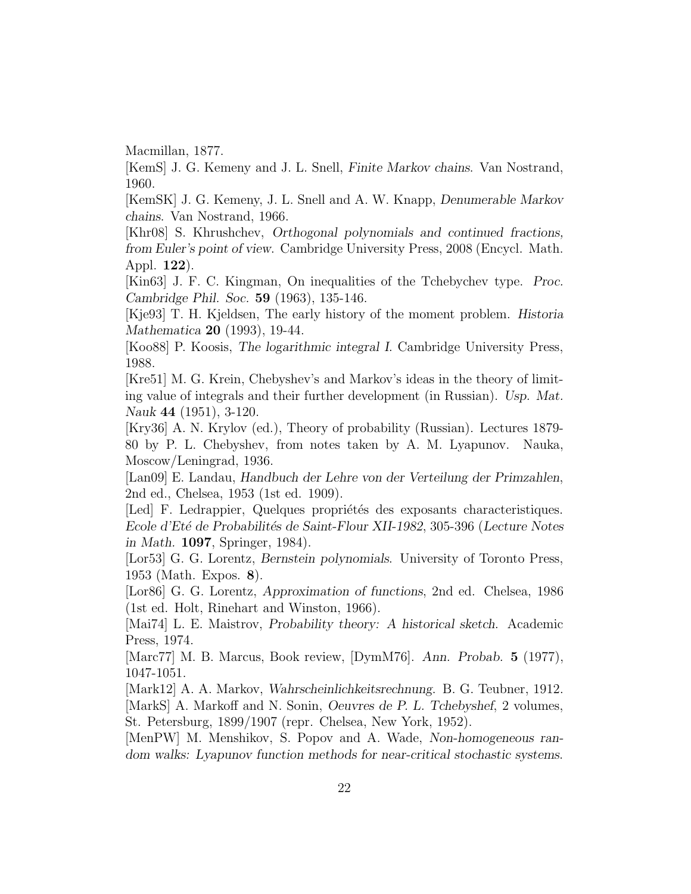Macmillan, 1877.

[KemS] J. G. Kemeny and J. L. Snell, *Finite Markov chains*. Van Nostrand, 1960.

[KemSK] J. G. Kemeny, J. L. Snell and A. W. Knapp, *Denumerable Markov chains*. Van Nostrand, 1966.

[Khr08] S. Khrushchev, *Orthogonal polynomials and continued fractions, from Euler's point of view*. Cambridge University Press, 2008 (Encycl. Math. Appl. **122**).

[Kin63] J. F. C. Kingman, On inequalities of the Tchebychev type. *Proc. Cambridge Phil. Soc.* **59** (1963), 135-146.

[Kje93] T. H. Kjeldsen, The early history of the moment problem. *Historia Mathematica* **20** (1993), 19-44.

[Koo88] P. Koosis, *The logarithmic integral I*. Cambridge University Press, 1988.

[Kre51] M. G. Krein, Chebyshev's and Markov's ideas in the theory of limiting value of integrals and their further development (in Russian). *Usp. Mat. Nauk* **44** (1951), 3-120.

[Kry36] A. N. Krylov (ed.), Theory of probability (Russian). Lectures 1879-80 by P. L. Chebyshev, from notes taken by A. M. Lyapunov. Nauka, Moscow/Leningrad, 1936.

[Lan09] E. Landau, *Handbuch der Lehre von der Verteilung der Primzahlen*, 2nd ed., Chelsea, 1953 (1st ed. 1909).

[Led] F. Ledrappier, Quelques propriétés des exposants characteristiques. *Ecole d'Eté de Probabilités de Saint-Flour XII-1982*, 305-396 (*Lecture Notes in Math.* **1097**, Springer, 1984).

[Lor53] G. G. Lorentz, *Bernstein polynomials*. University of Toronto Press, 1953 (Math. Expos. **8**).

[Lor86] G. G. Lorentz, *Approximation of functions*, 2nd ed. Chelsea, 1986 (1st ed. Holt, Rinehart and Winston, 1966).

[Mai74] L. E. Maistrov, *Probability theory: A historical sketch*. Academic Press, 1974.

[Marc77] M. B. Marcus, Book review, [DymM76]. *Ann. Probab.* **5** (1977), 1047-1051.

[Mark12] A. A. Markov, *Wahrscheinlichkeitsrechnung*. B. G. Teubner, 1912.

[MarkS] A. Markoff and N. Sonin, *Oeuvres de P. L. Tchebyshef*, 2 volumes, St. Petersburg, 1899/1907 (repr. Chelsea, New York, 1952).

[MenPW] M. Menshikov, S. Popov and A. Wade, *Non-homogeneous random walks: Lyapunov function methods for near-critical stochastic systems*.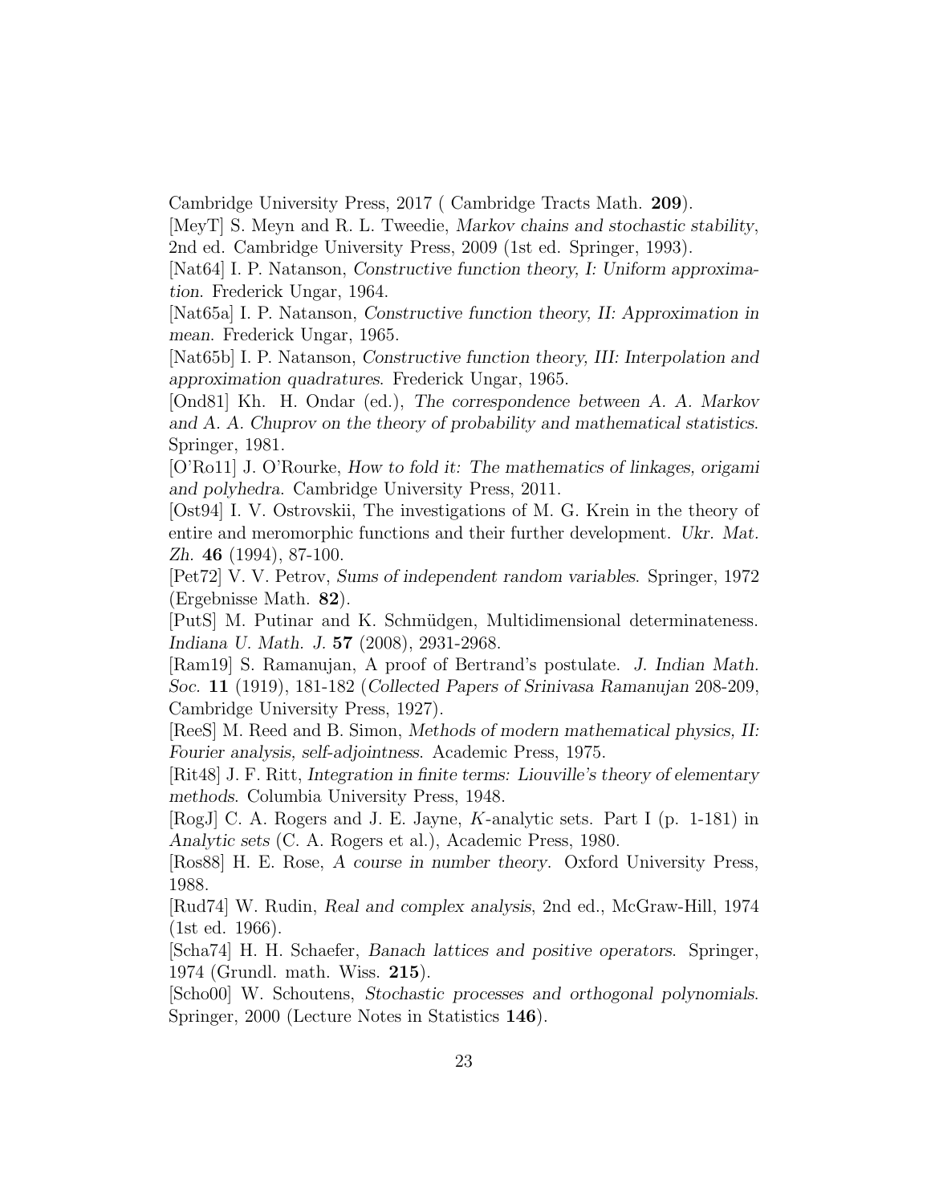Cambridge University Press, 2017 ( Cambridge Tracts Math. **209**).

[MeyT] S. Meyn and R. L. Tweedie, *Markov chains and stochastic stability*, 2nd ed. Cambridge University Press, 2009 (1st ed. Springer, 1993).

[Nat64] I. P. Natanson, *Constructive function theory, I: Uniform approximation*. Frederick Ungar, 1964.

[Nat65a] I. P. Natanson, *Constructive function theory, II: Approximation in mean*. Frederick Ungar, 1965.

[Nat65b] I. P. Natanson, *Constructive function theory, III: Interpolation and approximation quadratures*. Frederick Ungar, 1965.

[Ond81] Kh. H. Ondar (ed.), *The correspondence between A. A. Markov and A. A. Chuprov on the theory of probability and mathematical statistics*. Springer, 1981.

[O'Ro11] J. O'Rourke, *How to fold it: The mathematics of linkages, origami and polyhedra*. Cambridge University Press, 2011.

[Ost94] I. V. Ostrovskii, The investigations of M. G. Krein in the theory of entire and meromorphic functions and their further development. *Ukr. Mat. Zh.* **46** (1994), 87-100.

[Pet72] V. V. Petrov, *Sums of independent random variables*. Springer, 1972 (Ergebnisse Math. **82**).

[PutS] M. Putinar and K. Schmüdgen, Multidimensional determinateness. *Indiana U. Math. J.* **57** (2008), 2931-2968.

[Ram19] S. Ramanujan, A proof of Bertrand's postulate. *J. Indian Math. Soc.* **11** (1919), 181-182 (*Collected Papers of Srinivasa Ramanujan* 208-209, Cambridge University Press, 1927).

[ReeS] M. Reed and B. Simon, *Methods of modern mathematical physics, II: Fourier analysis, self-adjointness*. Academic Press, 1975.

[Rit48] J. F. Ritt, *Integration in finite terms: Liouville's theory of elementary methods*. Columbia University Press, 1948.

[RogJ] C. A. Rogers and J. E. Jayne, $K$-analytic sets. Part I (p. 1-181) in *Analytic sets* (C. A. Rogers et al.), Academic Press, 1980.

[Ros88] H. E. Rose, *A course in number theory*. Oxford University Press, 1988.

[Rud74] W. Rudin, *Real and complex analysis*, 2nd ed., McGraw-Hill, 1974 (1st ed. 1966).

[Scha74] H. H. Schaefer, *Banach lattices and positive operators*. Springer, 1974 (Grundl. math. Wiss. **215**).

[Scho00] W. Schoutens, *Stochastic processes and orthogonal polynomials*. Springer, 2000 (Lecture Notes in Statistics **146**).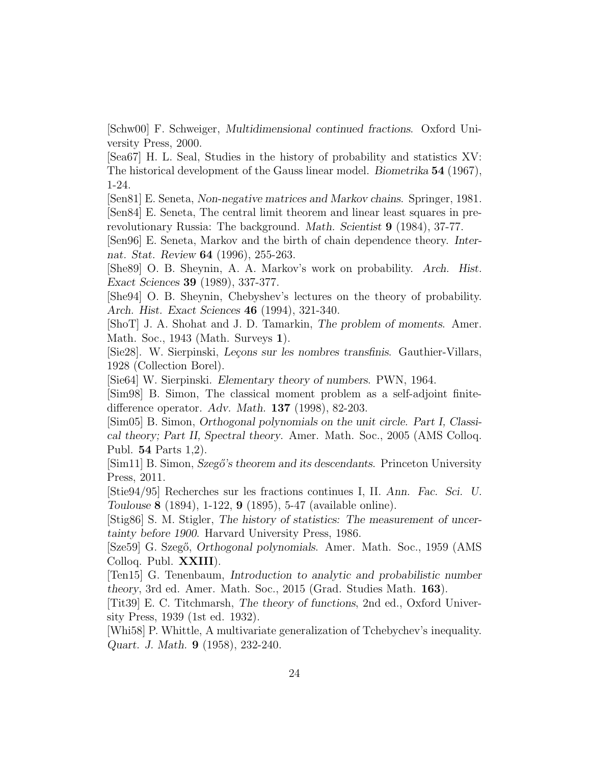[Schw00] F. Schweiger, *Multidimensional continued fractions*. Oxford University Press, 2000.

[Sea67] H. L. Seal, Studies in the history of probability and statistics XV: The historical development of the Gauss linear model. *Biometrika* **54** (1967), 1-24.

[Sen81] E. Seneta, *Non-negative matrices and Markov chains*. Springer, 1981.

[Sen84] E. Seneta, The central limit theorem and linear least squares in pre-revolutionary Russia: The background. *Math. Scientist* **9** (1984), 37-77.

[Sen96] E. Seneta, Markov and the birth of chain dependence theory. *Internat. Stat. Review* **64** (1996), 255-263.

[She89] O. B. Sheynin, A. A. Markov's work on probability. *Arch. Hist. Exact Sciences* **39** (1989), 337-377.

[She94] O. B. Sheynin, Chebyshev's lectures on the theory of probability. *Arch. Hist. Exact Sciences* **46** (1994), 321-340.

[ShoT] J. A. Shohat and J. D. Tamarkin, *The problem of moments*. Amer. Math. Soc., 1943 (Math. Surveys **1**).

[Sie28]. W. Sierpinski, *Leçons sur les nombres transfinis*. Gauthier-Villars, 1928 (Collection Borel).

[Sie64] W. Sierpinski. *Elementary theory of numbers*. PWN, 1964.

[Sim98] B. Simon, The classical moment problem as a self-adjoint finite-difference operator. *Adv. Math.* **137** (1998), 82-203.

[Sim05] B. Simon, *Orthogonal polynomials on the unit circle. Part I, Classical theory; Part II, Spectral theory*. Amer. Math. Soc., 2005 (AMS Colloq. Publ. **54** Parts 1,2).

[Sim11] B. Simon, *Szegő's theorem and its descendants*. Princeton University Press, 2011.

[Stie94/95] Recherches sur les fractions continues I, II. *Ann. Fac. Sci. U. Toulouse* **8** (1894), 1-122, **9** (1895), 5-47 (available online).

[Stig86] S. M. Stigler, *The history of statistics: The measurement of uncertainty before 1900*. Harvard University Press, 1986.

[Sze59] G. Szegő, *Orthogonal polynomials*. Amer. Math. Soc., 1959 (AMS Colloq. Publ. **XXIII**).

[Ten15] G. Tenenbaum, *Introduction to analytic and probabilistic number theory*, 3rd ed. Amer. Math. Soc., 2015 (Grad. Studies Math. **163**).

[Tit39] E. C. Titchmarsh, *The theory of functions*, 2nd ed., Oxford University Press, 1939 (1st ed. 1932).

[Whi58] P. Whittle, A multivariate generalization of Tchebychev's inequality. *Quart. J. Math.* **9** (1958), 232-240.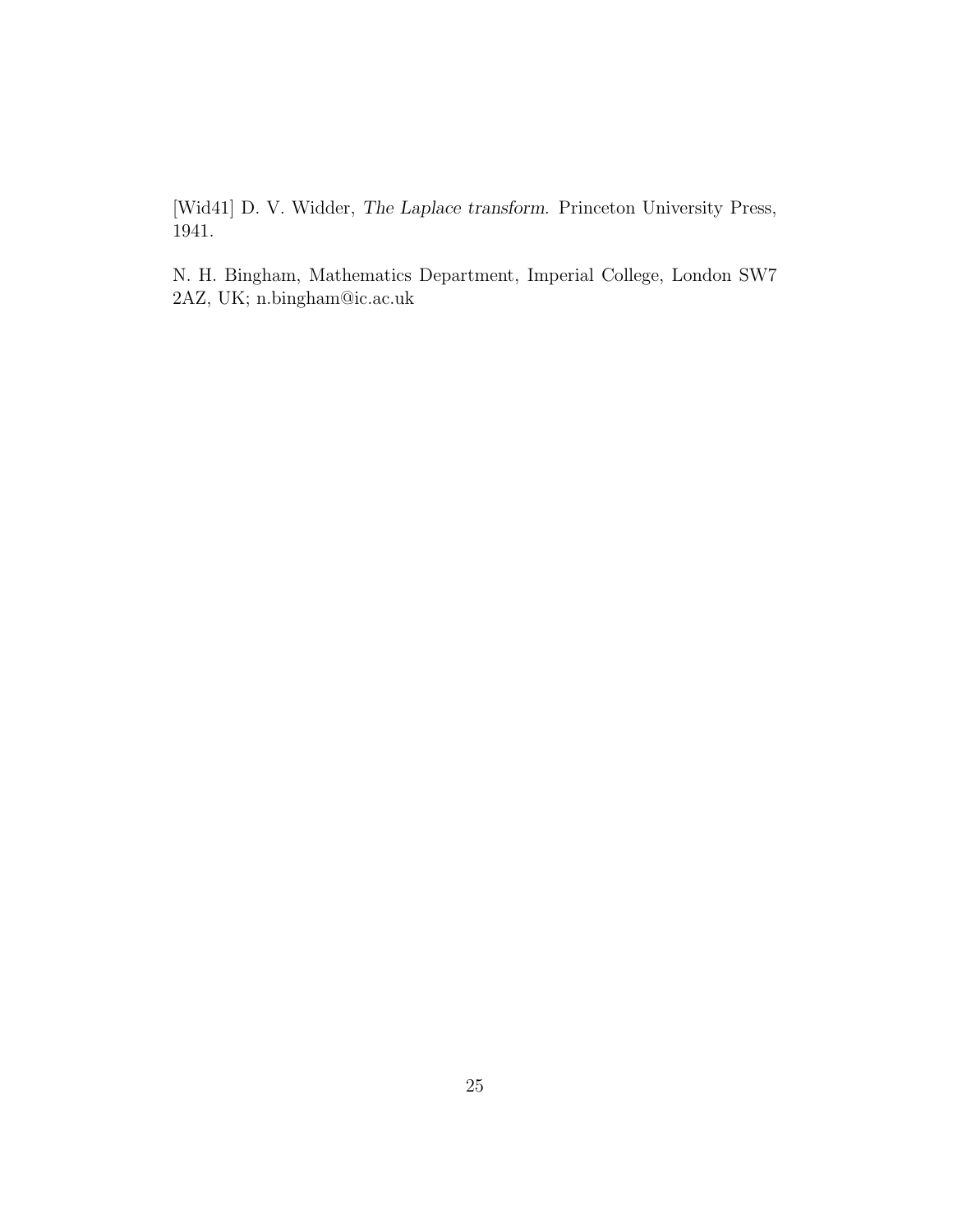[Wid41] D. V. Widder, *The Laplace transform*. Princeton University Press, 1941.

N. H. Bingham, Mathematics Department, Imperial College, London SW7 2AZ, UK; n.bingham@ic.ac.uk